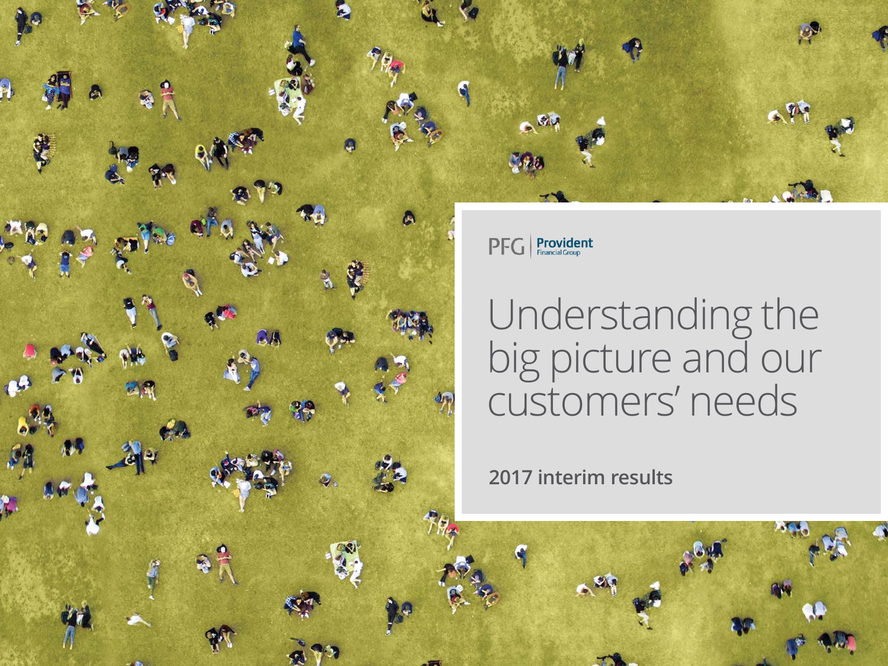PFG | Provident Financial Group

# Understanding the big picture and our customers' needs

**2017 interim results**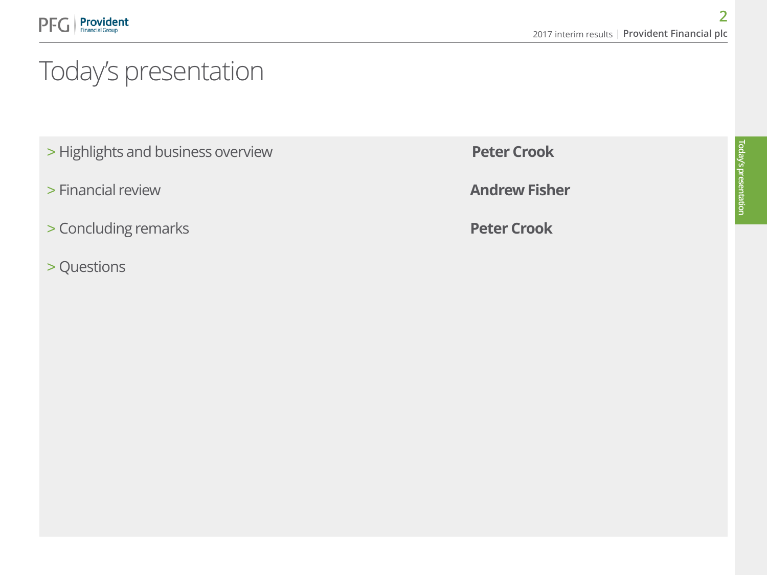# Today's presentation

| | |
|---|---|
| > Highlights and business overview | **Peter Crook** |
| > Financial review | **Andrew Fisher** |
| > Concluding remarks | **Peter Crook** |
| > Questions | |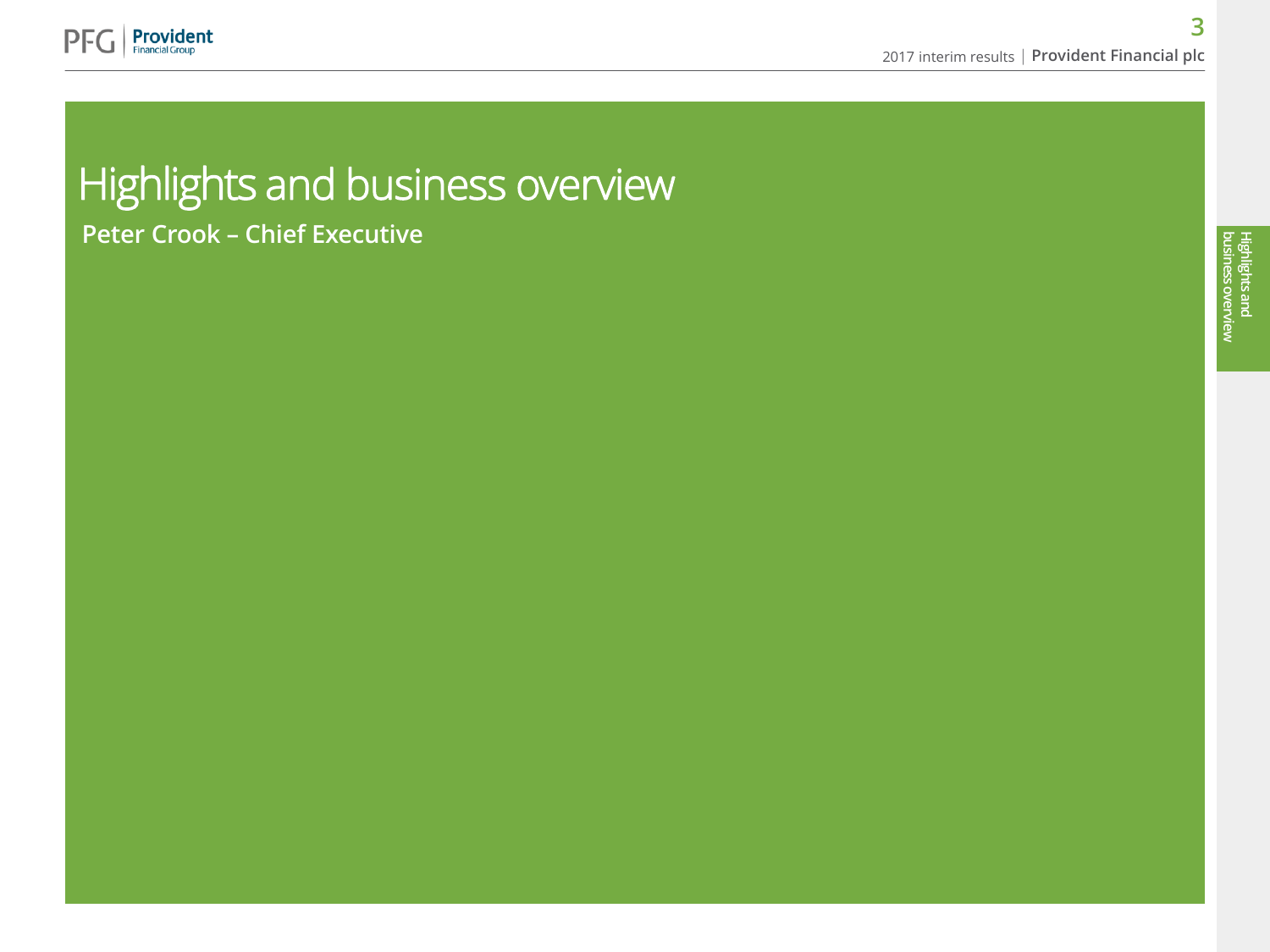# Highlights and business overview

**Peter Crook – Chief Executive**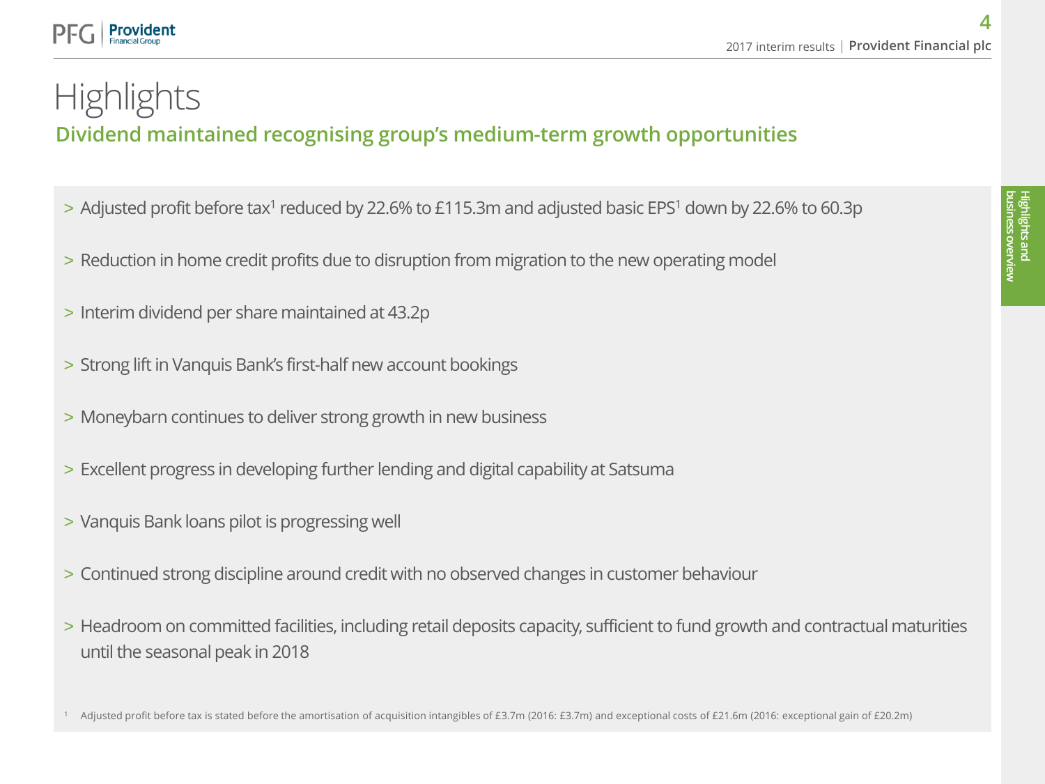# Highlights

## Dividend maintained recognising group's medium-term growth opportunities

- Adjusted profit before tax[1] reduced by 22.6% to £115.3m and adjusted basic EPS[1] down by 22.6% to 60.3p
- Reduction in home credit profits due to disruption from migration to the new operating model
- Interim dividend per share maintained at 43.2p
- Strong lift in Vanquis Bank's first-half new account bookings
- Moneybarn continues to deliver strong growth in new business
- Excellent progress in developing further lending and digital capability at Satsuma
- Vanquis Bank loans pilot is progressing well
- Continued strong discipline around credit with no observed changes in customer behaviour
- Headroom on committed facilities, including retail deposits capacity, sufficient to fund growth and contractual maturities until the seasonal peak in 2018

[1] Adjusted profit before tax is stated before the amortisation of acquisition intangibles of £3.7m (2016: £3.7m) and exceptional costs of £21.6m (2016: exceptional gain of £20.2m)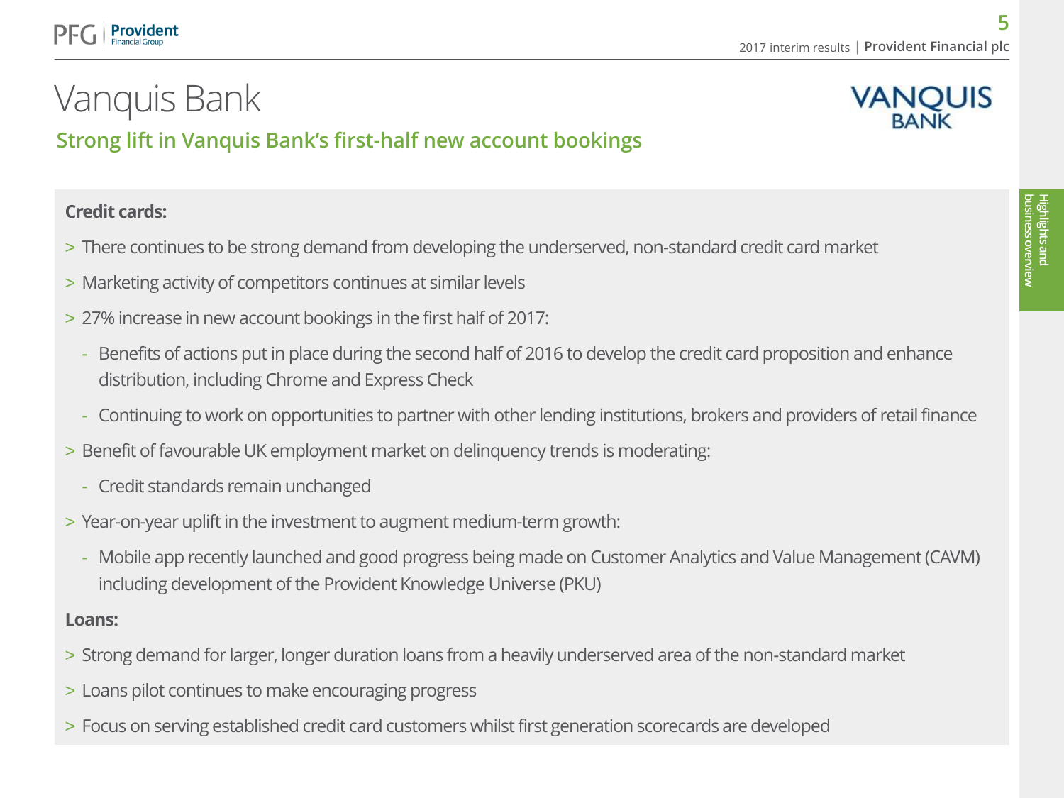# Vanquis Bank

## Strong lift in Vanquis Bank's first-half new account bookings

**Credit cards:**

- There continues to be strong demand from developing the underserved, non-standard credit card market
- Marketing activity of competitors continues at similar levels
- 27% increase in new account bookings in the first half of 2017:
  - Benefits of actions put in place during the second half of 2016 to develop the credit card proposition and enhance distribution, including Chrome and Express Check
  - Continuing to work on opportunities to partner with other lending institutions, brokers and providers of retail finance
- Benefit of favourable UK employment market on delinquency trends is moderating:
  - Credit standards remain unchanged
- Year-on-year uplift in the investment to augment medium-term growth:
  - Mobile app recently launched and good progress being made on Customer Analytics and Value Management (CAVM) including development of the Provident Knowledge Universe (PKU)

**Loans:**

- Strong demand for larger, longer duration loans from a heavily underserved area of the non-standard market
- Loans pilot continues to make encouraging progress
- Focus on serving established credit card customers whilst first generation scorecards are developed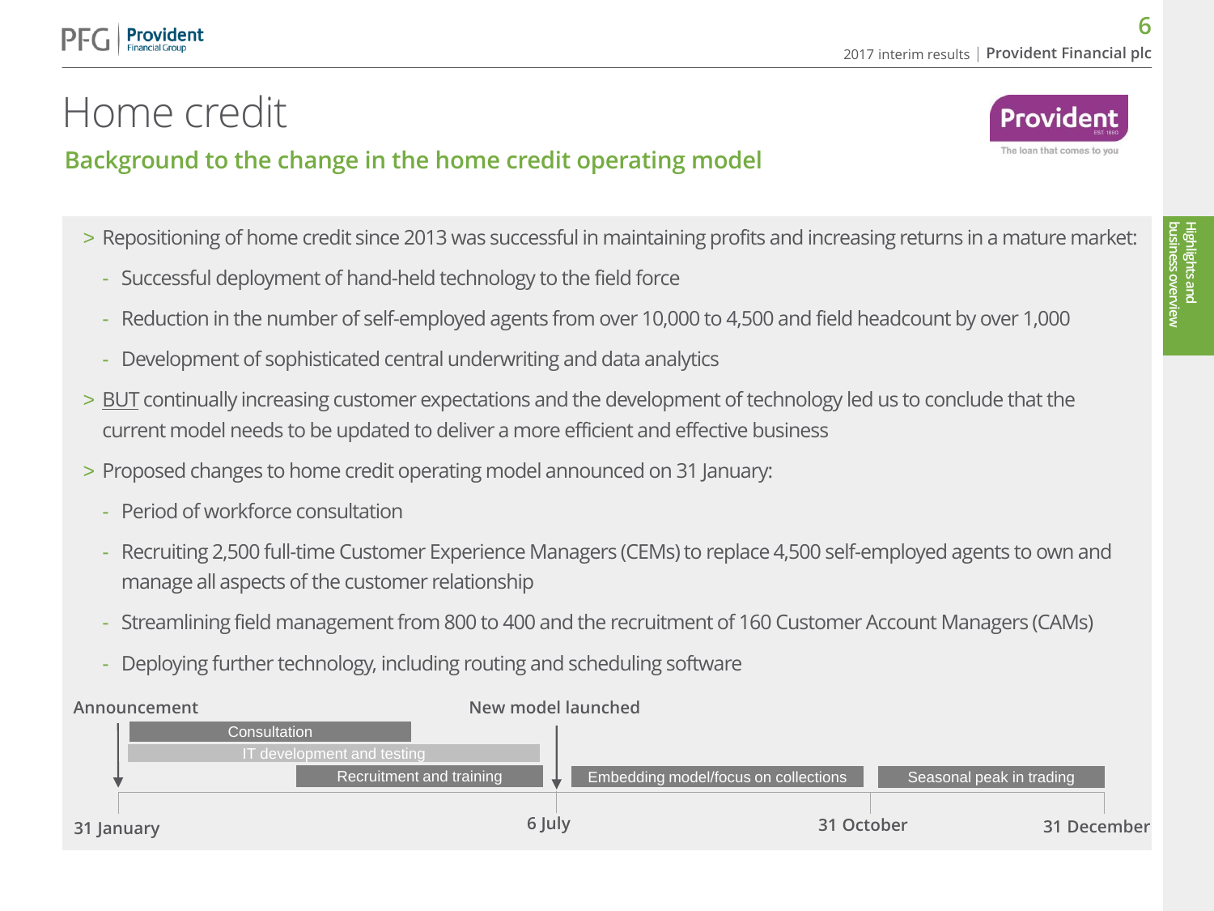# Home credit

## Background to the change in the home credit operating model

> Repositioning of home credit since 2013 was successful in maintaining profits and increasing returns in a mature market:
- Successful deployment of hand-held technology to the field force
- Reduction in the number of self-employed agents from over 10,000 to 4,500 and field headcount by over 1,000
- Development of sophisticated central underwriting and data analytics

> BUT continually increasing customer expectations and the development of technology led us to conclude that the current model needs to be updated to deliver a more efficient and effective business

> Proposed changes to home credit operating model announced on 31 January:
- Period of workforce consultation
- Recruiting 2,500 full-time Customer Experience Managers (CEMs) to replace 4,500 self-employed agents to own and manage all aspects of the customer relationship
- Streamlining field management from 800 to 400 and the recruitment of 160 Customer Account Managers (CAMs)
- Deploying further technology, including routing and scheduling software

Announcement

New model launched

Consultation

IT development and testing

Recruitment and training

Embedding model/focus on collections

Seasonal peak in trading

31 January

6 July

31 October

31 December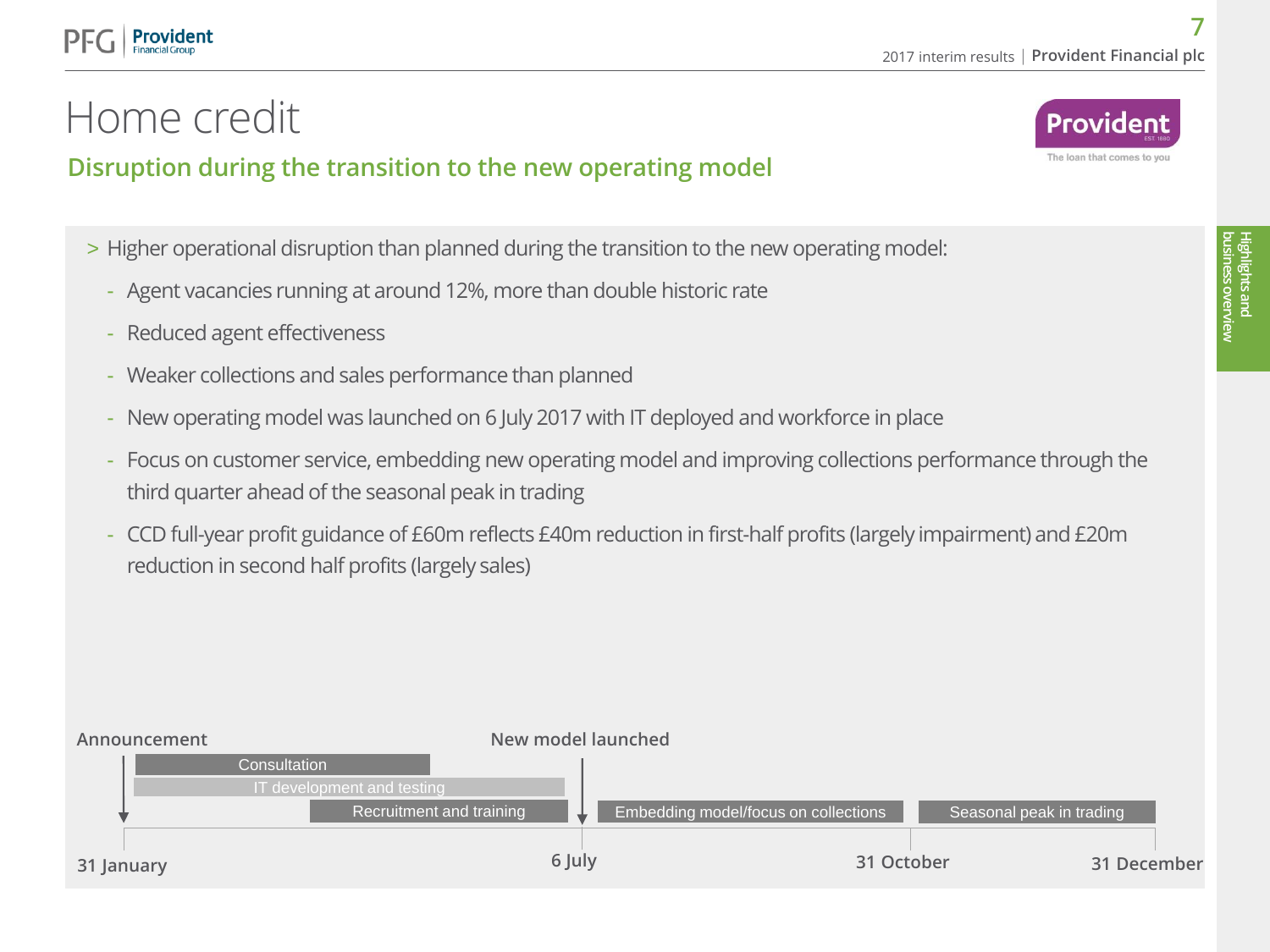# Home credit

## Disruption during the transition to the new operating model

> Higher operational disruption than planned during the transition to the new operating model:

- Agent vacancies running at around 12%, more than double historic rate
- Reduced agent effectiveness
- Weaker collections and sales performance than planned
- New operating model was launched on 6 July 2017 with IT deployed and workforce in place
- Focus on customer service, embedding new operating model and improving collections performance through the third quarter ahead of the seasonal peak in trading
- CCD full-year profit guidance of £60m reflects £40m reduction in first-half profits (largely impairment) and £20m reduction in second half profits (largely sales)

Announcement

New model launched

Consultation

IT development and testing

Recruitment and training

Embedding model/focus on collections

Seasonal peak in trading

31 January

6 July

31 October

31 December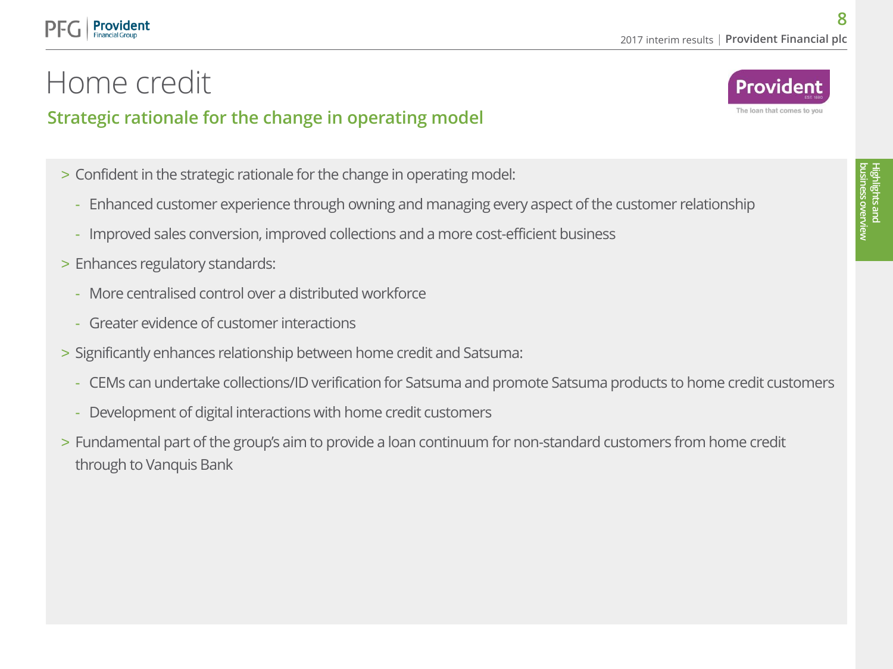# Home credit

## Strategic rationale for the change in operating model

- Confident in the strategic rationale for the change in operating model:
  - Enhanced customer experience through owning and managing every aspect of the customer relationship
  - Improved sales conversion, improved collections and a more cost-efficient business
- Enhances regulatory standards:
  - More centralised control over a distributed workforce
  - Greater evidence of customer interactions
- Significantly enhances relationship between home credit and Satsuma:
  - CEMs can undertake collections/ID verification for Satsuma and promote Satsuma products to home credit customers
  - Development of digital interactions with home credit customers
- Fundamental part of the group's aim to provide a loan continuum for non-standard customers from home credit through to Vanquis Bank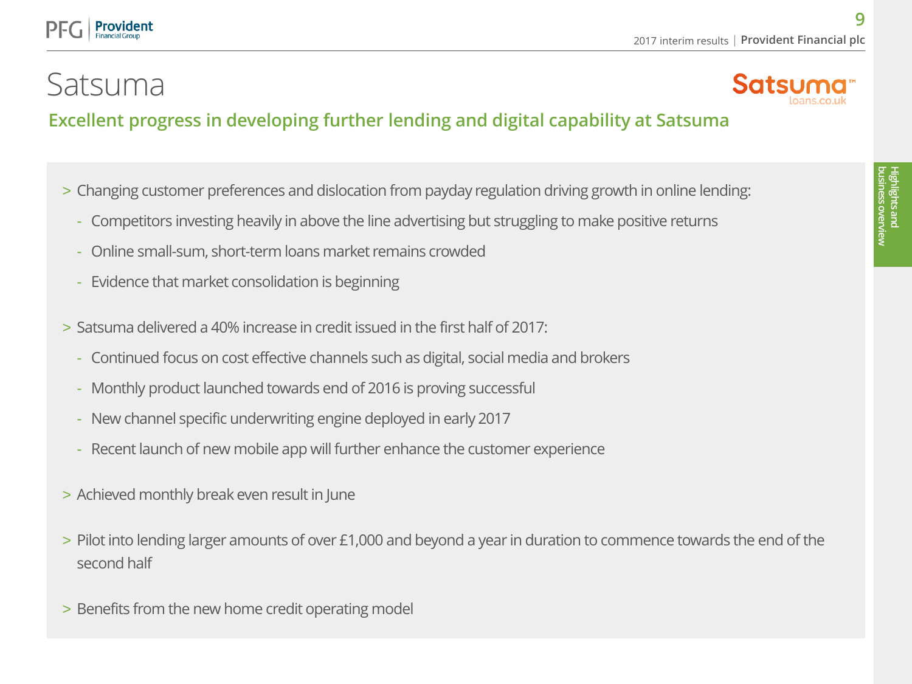# Satsuma

## Excellent progress in developing further lending and digital capability at Satsuma

> Changing customer preferences and dislocation from payday regulation driving growth in online lending:

- Competitors investing heavily in above the line advertising but struggling to make positive returns
- Online small-sum, short-term loans market remains crowded
- Evidence that market consolidation is beginning

> Satsuma delivered a 40% increase in credit issued in the first half of 2017:

- Continued focus on cost effective channels such as digital, social media and brokers
- Monthly product launched towards end of 2016 is proving successful
- New channel specific underwriting engine deployed in early 2017
- Recent launch of new mobile app will further enhance the customer experience

> Achieved monthly break even result in June

> Pilot into lending larger amounts of over £1,000 and beyond a year in duration to commence towards the end of the second half

> Benefits from the new home credit operating model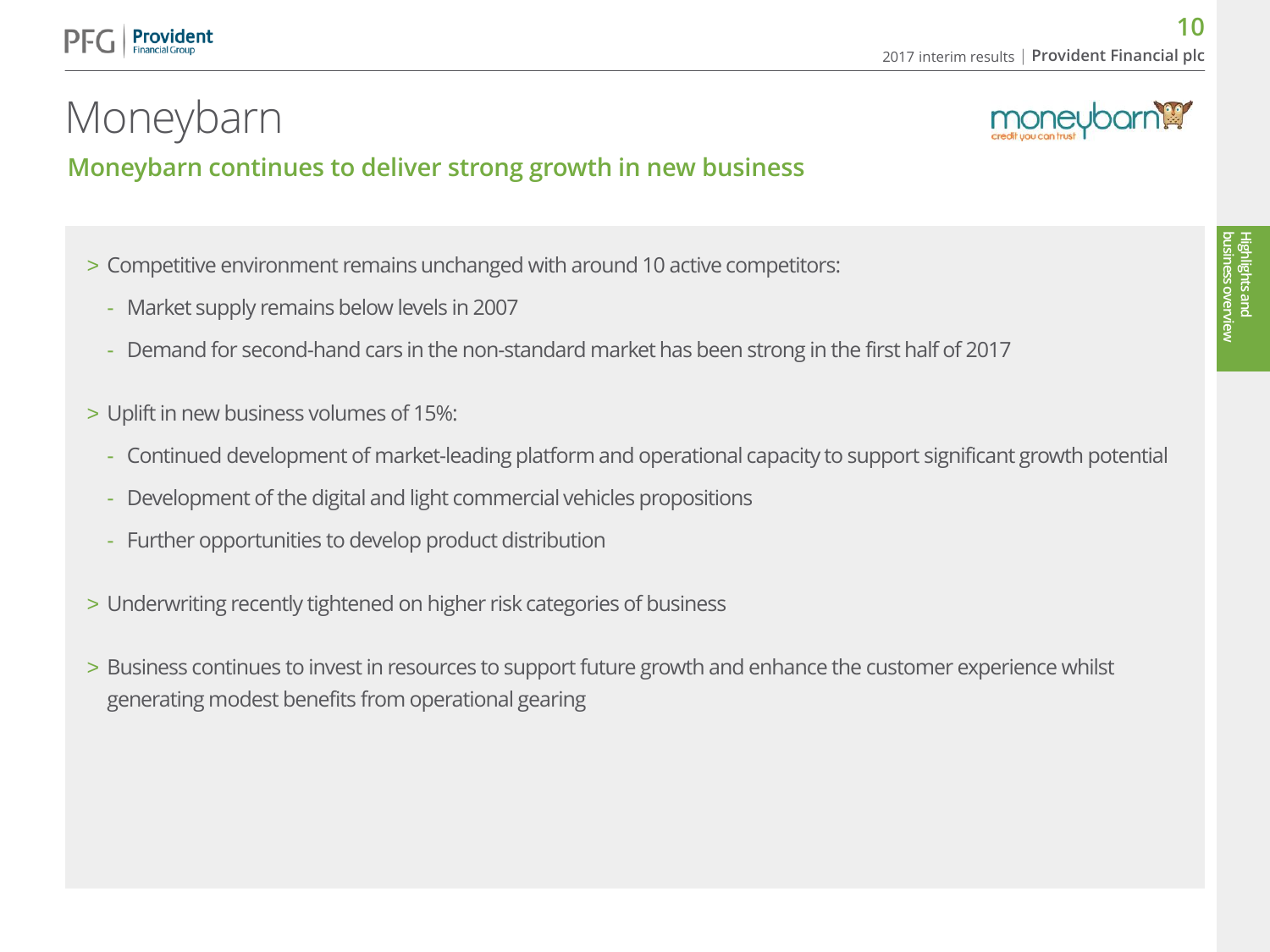# Moneybarn

## Moneybarn continues to deliver strong growth in new business

- Competitive environment remains unchanged with around 10 active competitors:
  - Market supply remains below levels in 2007
  - Demand for second-hand cars in the non-standard market has been strong in the first half of 2017
- Uplift in new business volumes of 15%:
  - Continued development of market-leading platform and operational capacity to support significant growth potential
  - Development of the digital and light commercial vehicles propositions
  - Further opportunities to develop product distribution
- Underwriting recently tightened on higher risk categories of business
- Business continues to invest in resources to support future growth and enhance the customer experience whilst generating modest benefits from operational gearing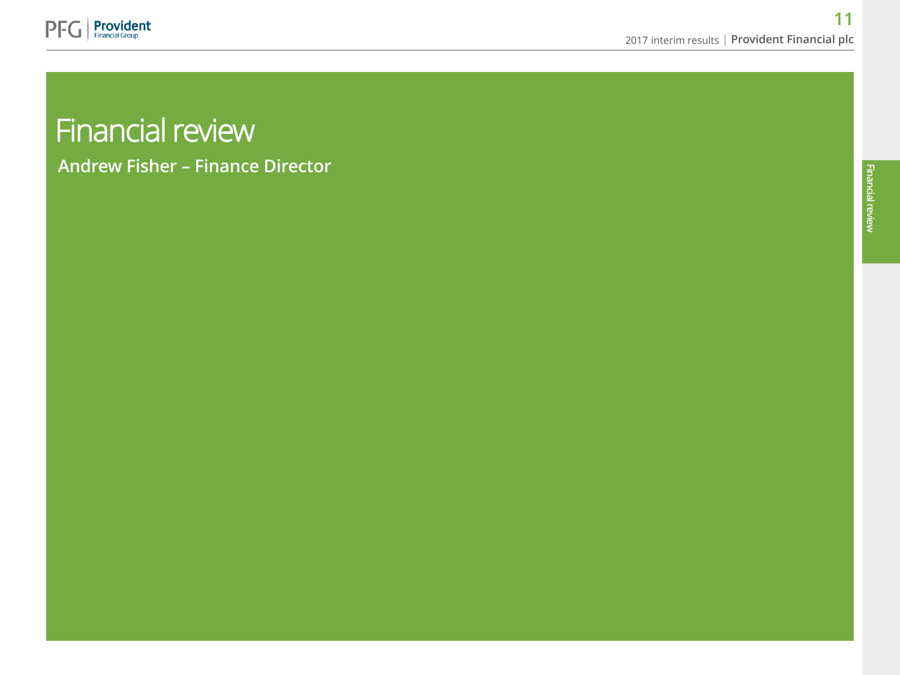# Financial review

**Andrew Fisher – Finance Director**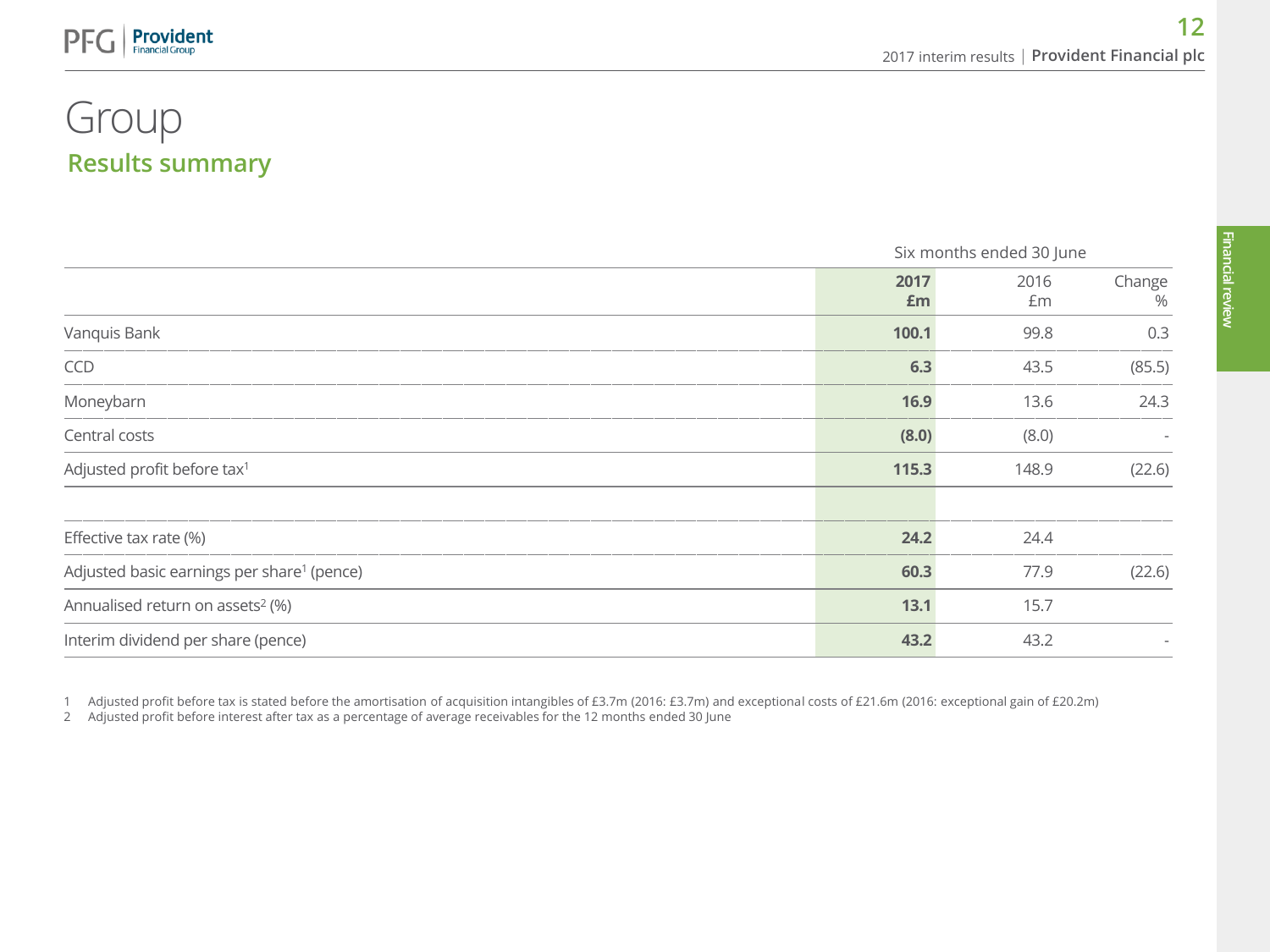# Group

## Results summary

| | Six months ended 30 June | | |
|---|---|---|---|
| | **2017 £m** | 2016 £m | Change % |
| Vanquis Bank | **100.1** | 99.8 | 0.3 |
| CCD | **6.3** | 43.5 | (85.5) |
| Moneybarn | **16.9** | 13.6 | 24.3 |
| Central costs | **(8.0)** | (8.0) | - |
| Adjusted profit before tax[1] | **115.3** | 148.9 | (22.6) |
| | | | |
| Effective tax rate (%) | **24.2** | 24.4 | |
| Adjusted basic earnings per share[1] (pence) | **60.3** | 77.9 | (22.6) |
| Annualised return on assets[2] (%) | **13.1** | 15.7 | |
| Interim dividend per share (pence) | **43.2** | 43.2 | - |

1 Adjusted profit before tax is stated before the amortisation of acquisition intangibles of £3.7m (2016: £3.7m) and exceptional costs of £21.6m (2016: exceptional gain of £20.2m)
2 Adjusted profit before interest after tax as a percentage of average receivables for the 12 months ended 30 June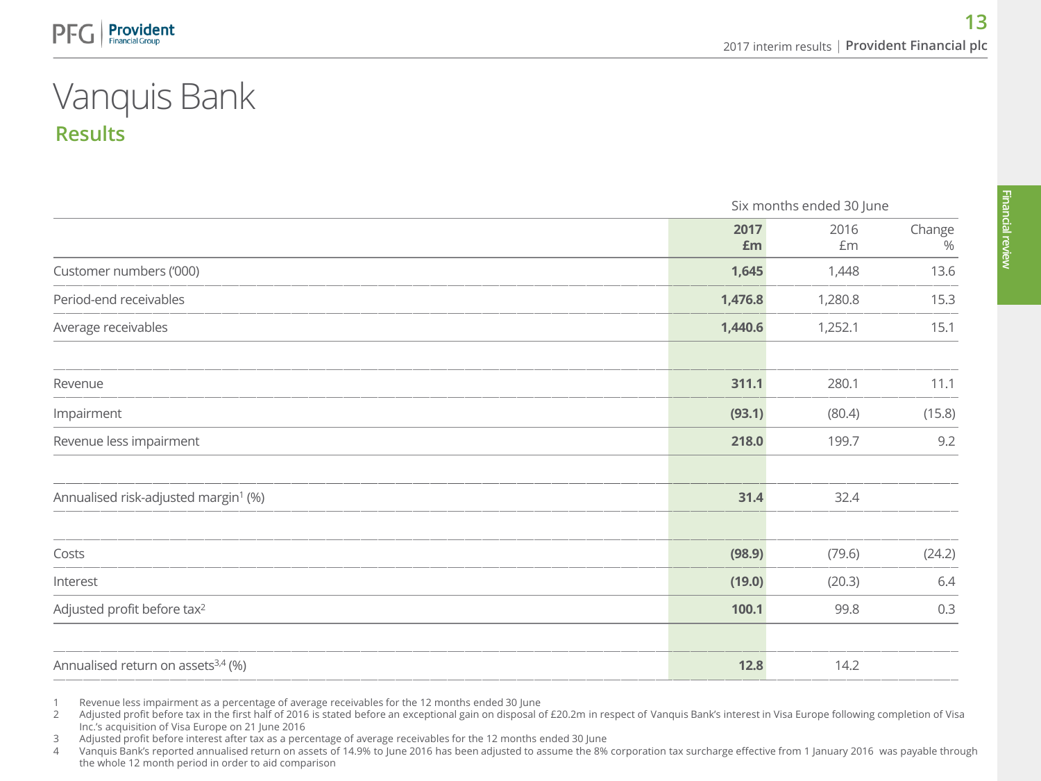# Vanquis Bank

## Results

| | Six months ended 30 June | | |
|---|---|---|---|
| | **2017 £m** | 2016 £m | Change % |
| Customer numbers ('000) | **1,645** | 1,448 | 13.6 |
| Period-end receivables | **1,476.8** | 1,280.8 | 15.3 |
| Average receivables | **1,440.6** | 1,252.1 | 15.1 |
| | | | |
| Revenue | **311.1** | 280.1 | 11.1 |
| Impairment | **(93.1)** | (80.4) | (15.8) |
| Revenue less impairment | **218.0** | 199.7 | 9.2 |
| | | | |
| Annualised risk-adjusted margin[1] (%) | **31.4** | 32.4 | |
| | | | |
| Costs | **(98.9)** | (79.6) | (24.2) |
| Interest | **(19.0)** | (20.3) | 6.4 |
| Adjusted profit before tax[2] | **100.1** | 99.8 | 0.3 |
| | | | |
| Annualised return on assets[3,4] (%) | **12.8** | 14.2 | |

1 Revenue less impairment as a percentage of average receivables for the 12 months ended 30 June

2 Adjusted profit before tax in the first half of 2016 is stated before an exceptional gain on disposal of £20.2m in respect of Vanquis Bank's interest in Visa Europe following completion of Visa Inc.'s acquisition of Visa Europe on 21 June 2016

3 Adjusted profit before interest after tax as a percentage of average receivables for the 12 months ended 30 June

4 Vanquis Bank's reported annualised return on assets of 14.9% to June 2016 has been adjusted to assume the 8% corporation tax surcharge effective from 1 January 2016 was payable through the whole 12 month period in order to aid comparison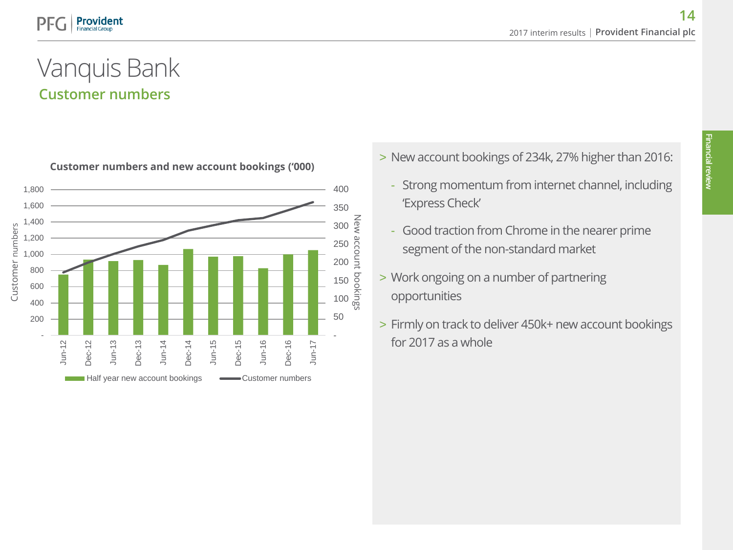# Vanquis Bank

## Customer numbers

**Customer numbers and new account bookings ('000)**

Customer numbers: 1,800 1,600 1,400 1,200 1,000 800 600 400 200 -

New account bookings: 400 350 300 250 200 150 100 50 -

Jun-12 Dec-12 Jun-13 Dec-13 Jun-14 Dec-14 Jun-15 Dec-15 Jun-16 Dec-16 Jun-17

Half year new account bookings — Customer numbers

- > New account bookings of 234k, 27% higher than 2016:
  - Strong momentum from internet channel, including 'Express Check'
  - Good traction from Chrome in the nearer prime segment of the non-standard market
- > Work ongoing on a number of partnering opportunities
- > Firmly on track to deliver 450k+ new account bookings for 2017 as a whole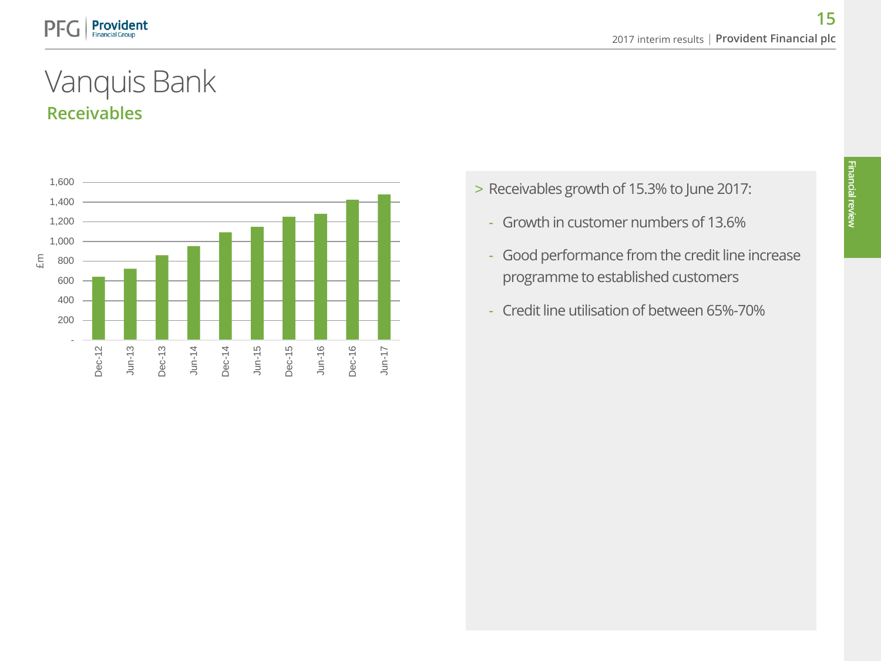# Vanquis Bank

## Receivables

£m

1,600
1,400
1,200
1,000
800
600
400
200
-

Dec-12
Jun-13
Dec-13
Jun-14
Dec-14
Jun-15
Dec-15
Jun-16
Dec-16
Jun-17

> Receivables growth of 15.3% to June 2017:

- Growth in customer numbers of 13.6%
- Good performance from the credit line increase programme to established customers
- Credit line utilisation of between 65%-70%

Financial review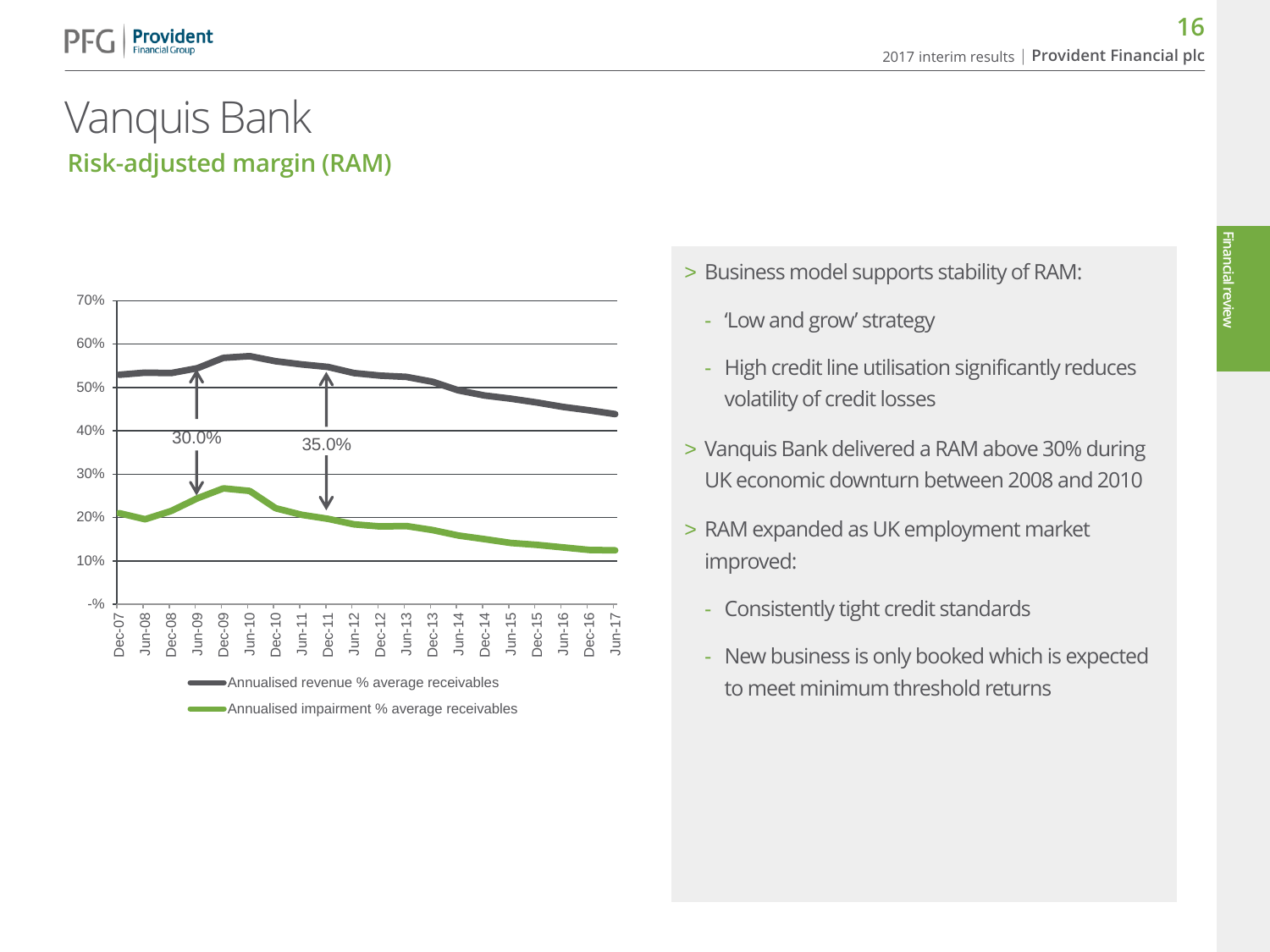# Vanquis Bank

## Risk-adjusted margin (RAM)

70%
60%
50%
40%
30%
20%
10%
-%

30.0%
35.0%

Dec-07 Jun-08 Dec-08 Jun-09 Dec-09 Jun-10 Dec-10 Jun-11 Dec-11 Jun-12 Dec-12 Jun-13 Dec-13 Jun-14 Dec-14 Jun-15 Dec-15 Jun-16 Dec-16 Jun-17

Annualised revenue % average receivables

Annualised impairment % average receivables

> Business model supports stability of RAM:
  - 'Low and grow' strategy
  - High credit line utilisation significantly reduces volatility of credit losses

> Vanquis Bank delivered a RAM above 30% during UK economic downturn between 2008 and 2010

> RAM expanded as UK employment market improved:
  - Consistently tight credit standards
  - New business is only booked which is expected to meet minimum threshold returns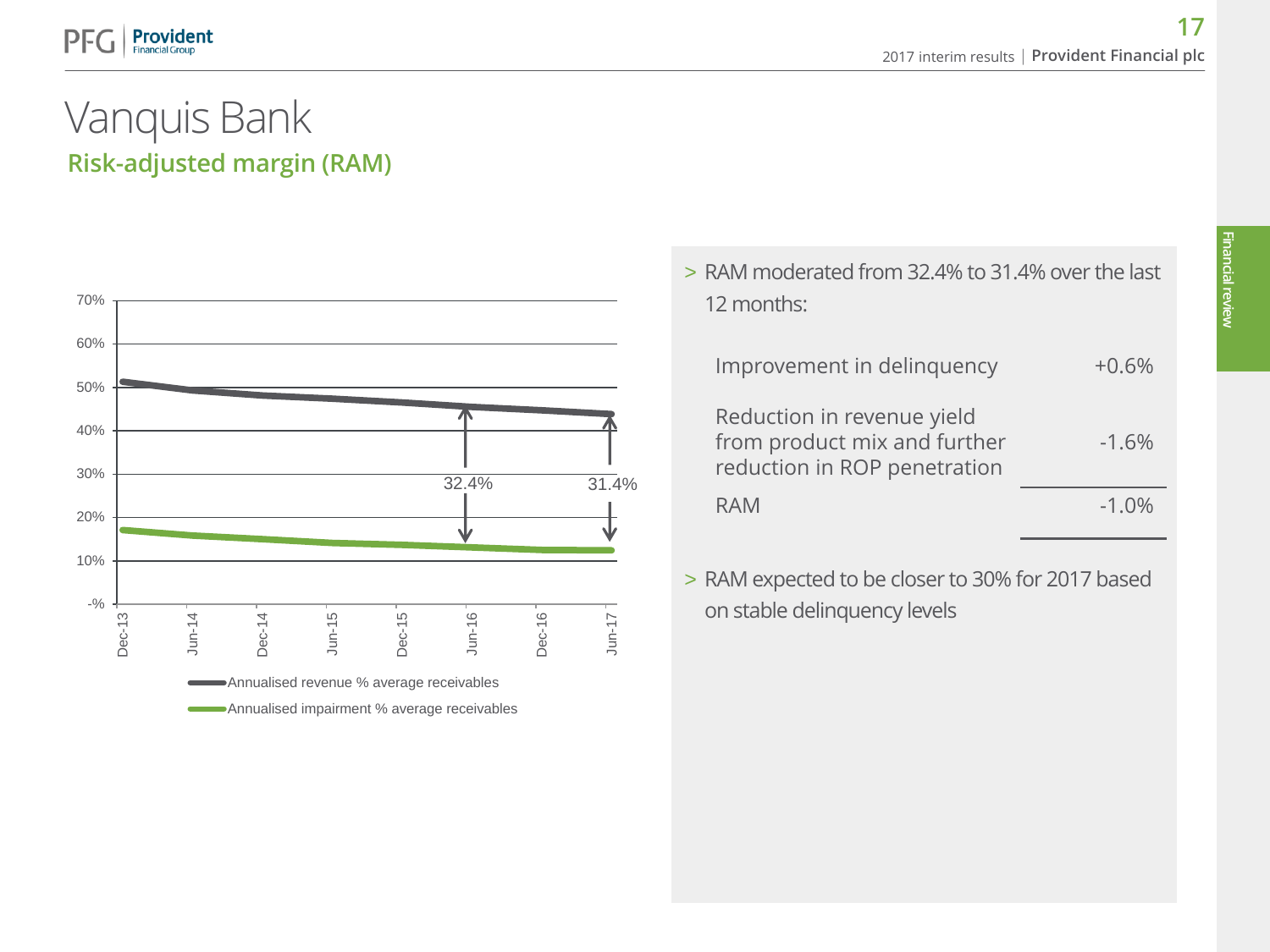# Vanquis Bank

## Risk-adjusted margin (RAM)

70%
60%
50%
40%
30%
20%
10%
-%

Dec-13
Jun-14
Dec-14
Jun-15
Dec-15
Jun-16
Dec-16
Jun-17

32.4%
31.4%

Annualised revenue % average receivables
Annualised impairment % average receivables

> RAM moderated from 32.4% to 31.4% over the last 12 months:

| | |
|---|---|
| Improvement in delinquency | +0.6% |
| Reduction in revenue yield from product mix and further reduction in ROP penetration | -1.6% |
| RAM | -1.0% |

> RAM expected to be closer to 30% for 2017 based on stable delinquency levels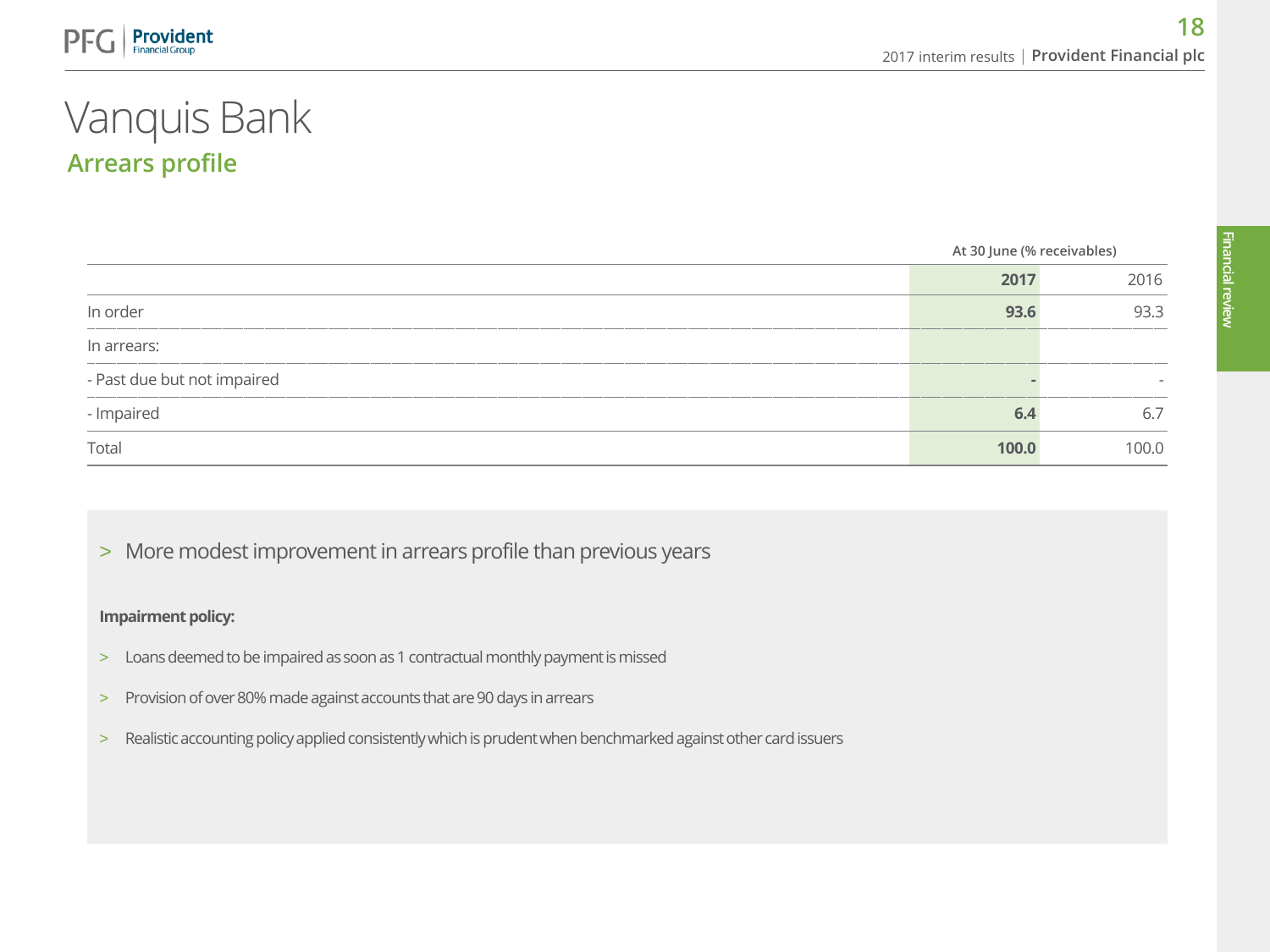# Vanquis Bank

## Arrears profile

| | At 30 June (% receivables) | |
|---|---|---|
| | **2017** | 2016 |
| In order | **93.6** | 93.3 |
| In arrears: | | |
| - Past due but not impaired | **-** | - |
| - Impaired | **6.4** | 6.7 |
| Total | **100.0** | 100.0 |

> More modest improvement in arrears profile than previous years

**Impairment policy:**

- Loans deemed to be impaired as soon as 1 contractual monthly payment is missed
- Provision of over 80% made against accounts that are 90 days in arrears
- Realistic accounting policy applied consistently which is prudent when benchmarked against other card issuers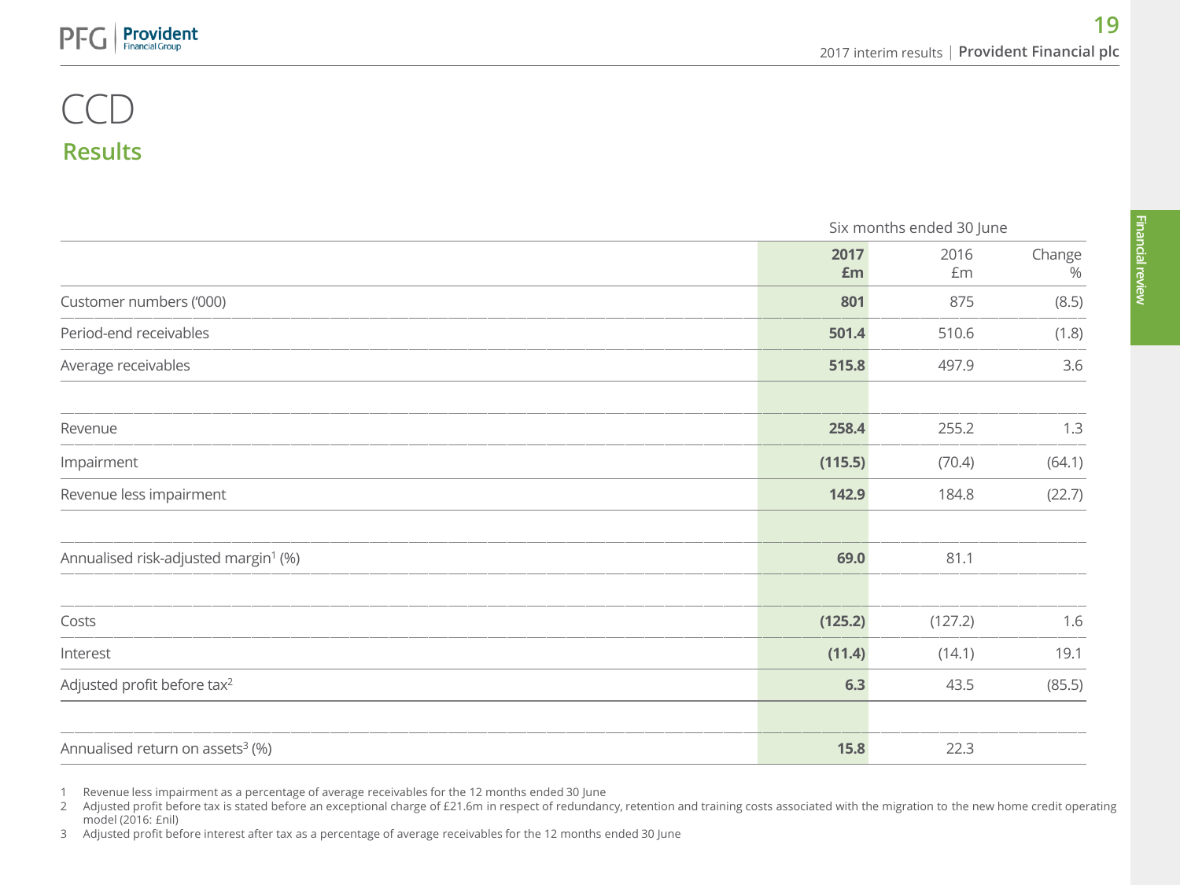# CCD

## Results

| | Six months ended 30 June | | |
|---|---|---|---|
| | **2017 £m** | 2016 £m | Change % |
| Customer numbers ('000) | **801** | 875 | (8.5) |
| Period-end receivables | **501.4** | 510.6 | (1.8) |
| Average receivables | **515.8** | 497.9 | 3.6 |
| | | | |
| Revenue | **258.4** | 255.2 | 1.3 |
| Impairment | **(115.5)** | (70.4) | (64.1) |
| Revenue less impairment | **142.9** | 184.8 | (22.7) |
| | | | |
| Annualised risk-adjusted margin[1] (%) | **69.0** | 81.1 | |
| | | | |
| Costs | **(125.2)** | (127.2) | 1.6 |
| Interest | **(11.4)** | (14.1) | 19.1 |
| Adjusted profit before tax[2] | **6.3** | 43.5 | (85.5) |
| | | | |
| Annualised return on assets[3] (%) | **15.8** | 22.3 | |

1 Revenue less impairment as a percentage of average receivables for the 12 months ended 30 June

2 Adjusted profit before tax is stated before an exceptional charge of £21.6m in respect of redundancy, retention and training costs associated with the migration to the new home credit operating model (2016: £nil)

3 Adjusted profit before interest after tax as a percentage of average receivables for the 12 months ended 30 June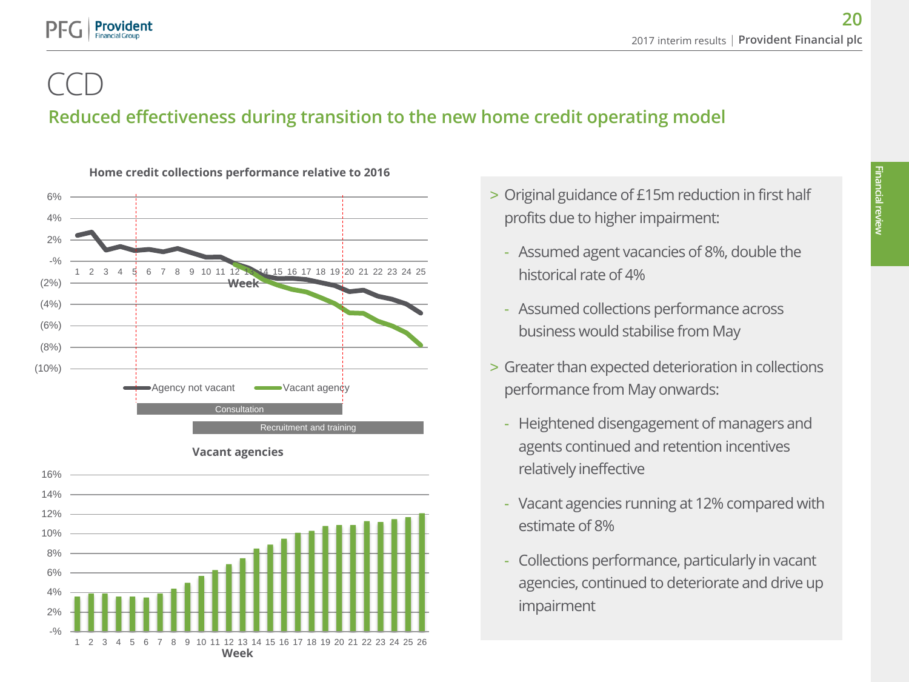# CCD

## Reduced effectiveness during transition to the new home credit operating model

**Home credit collections performance relative to 2016**

6%
4%
2%
-%
(2%)
(4%)
(6%)
(8%)
(10%)

1 2 3 4 5 6 7 8 9 10 11 12 13 14 15 16 17 18 19 20 21 22 23 24 25

Week

Agency not vacant
Vacant agency

Consultation

Recruitment and training

**Vacant agencies**

16%
14%
12%
10%
8%
6%
4%
2%
-%

1 2 3 4 5 6 7 8 9 10 11 12 13 14 15 16 17 18 19 20 21 22 23 24 25 26

Week

- Original guidance of £15m reduction in first half profits due to higher impairment:
  - Assumed agent vacancies of 8%, double the historical rate of 4%
  - Assumed collections performance across business would stabilise from May
- Greater than expected deterioration in collections performance from May onwards:
  - Heightened disengagement of managers and agents continued and retention incentives relatively ineffective
  - Vacant agencies running at 12% compared with estimate of 8%
  - Collections performance, particularly in vacant agencies, continued to deteriorate and drive up impairment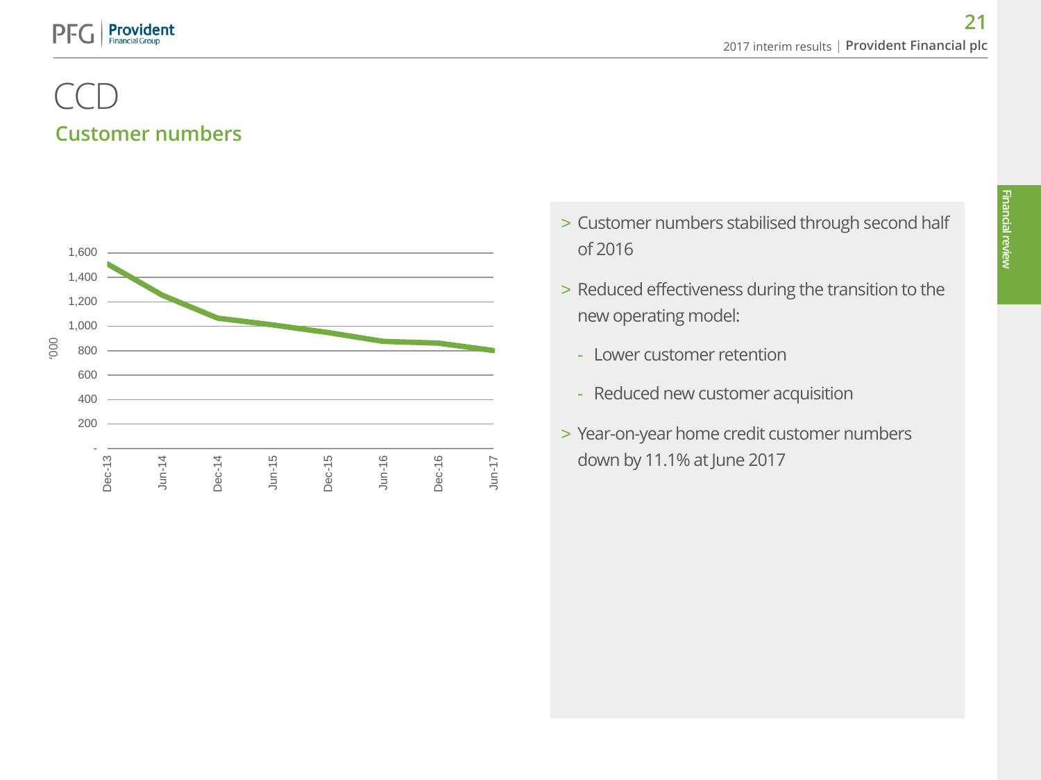# CCD

## Customer numbers

'000

1,600
1,400
1,200
1,000
800
600
400
200
-

Dec-13
Jun-14
Dec-14
Jun-15
Dec-15
Jun-16
Dec-16
Jun-17

> Customer numbers stabilised through second half of 2016

> Reduced effectiveness during the transition to the new operating model:

- Lower customer retention
- Reduced new customer acquisition

> Year-on-year home credit customer numbers down by 11.1% at June 2017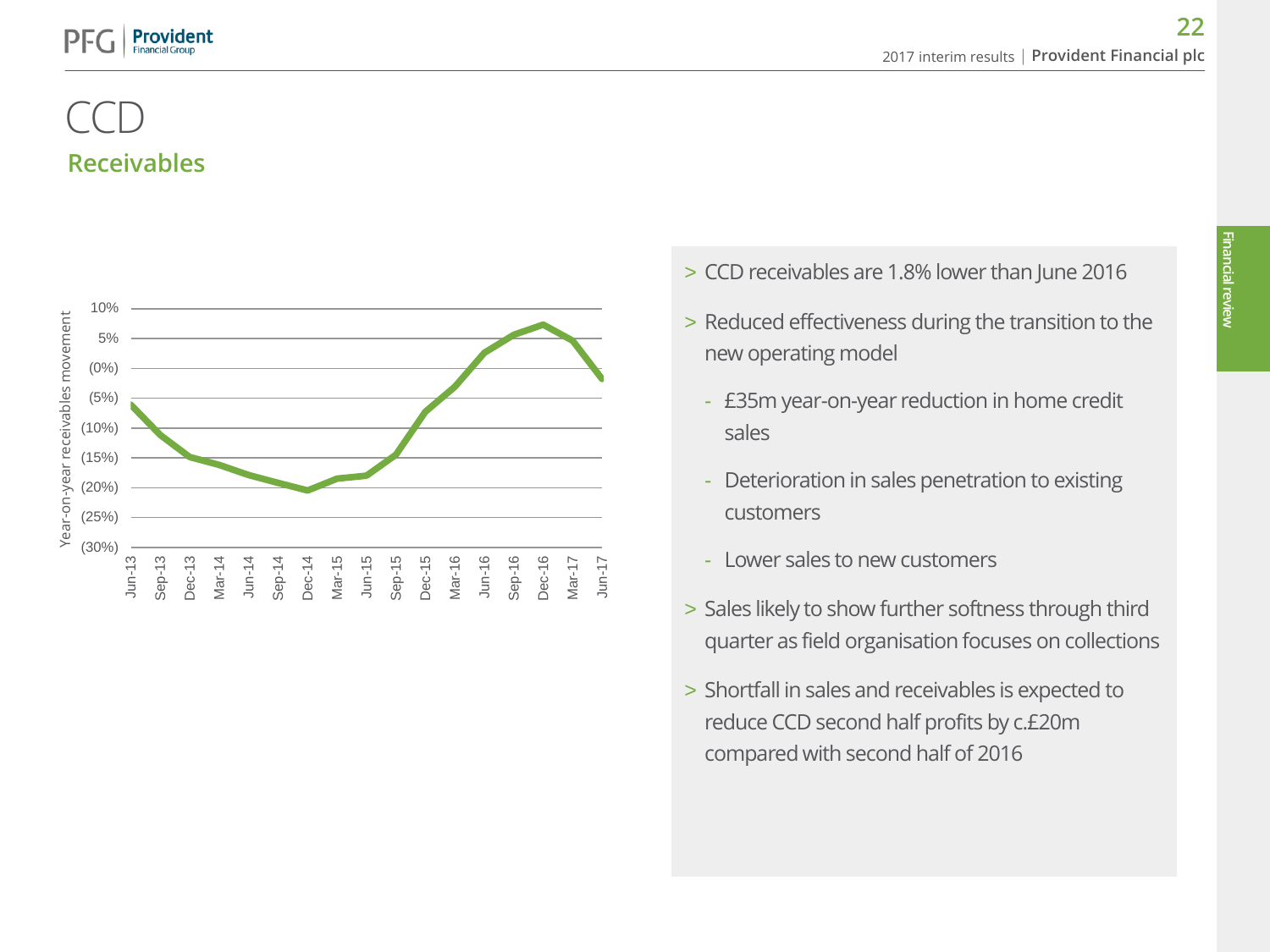# CCD

## Receivables

Year-on-year receivables movement

10%
5%
(0%)
(5%)
(10%)
(15%)
(20%)
(25%)
(30%)

Jun-13
Sep-13
Dec-13
Mar-14
Jun-14
Sep-14
Dec-14
Mar-15
Jun-15
Sep-15
Dec-15
Mar-16
Jun-16
Sep-16
Dec-16
Mar-17
Jun-17

- CCD receivables are 1.8% lower than June 2016
- Reduced effectiveness during the transition to the new operating model
  - £35m year-on-year reduction in home credit sales
  - Deterioration in sales penetration to existing customers
  - Lower sales to new customers
- Sales likely to show further softness through third quarter as field organisation focuses on collections
- Shortfall in sales and receivables is expected to reduce CCD second half profits by c.£20m compared with second half of 2016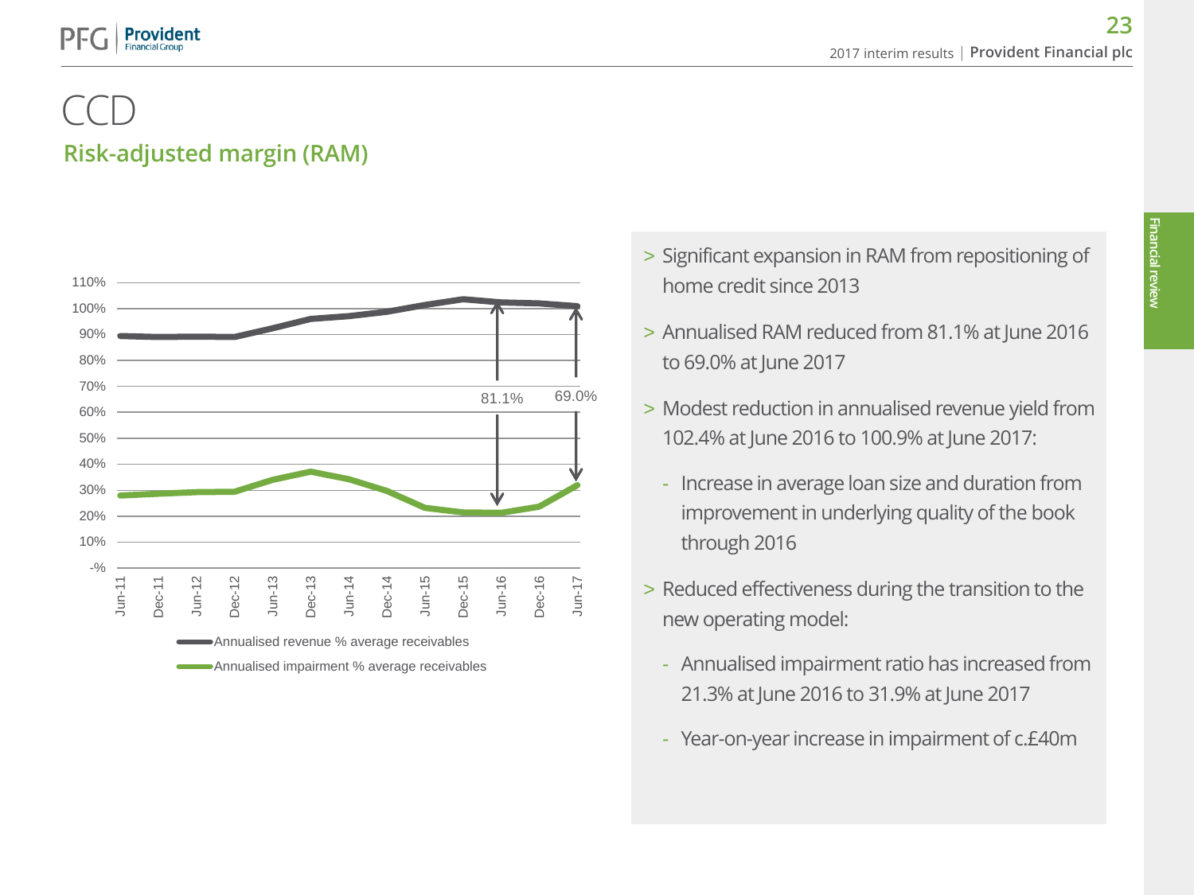# CCD

## Risk-adjusted margin (RAM)

110%
100%
90%
80%
70%
60%
50%
40%
30%
20%
10%
-%

Jun-11 Dec-11 Jun-12 Dec-12 Jun-13 Dec-13 Jun-14 Dec-14 Jun-15 Dec-15 Jun-16 Dec-16 Jun-17

81.1%
69.0%

Annualised revenue % average receivables
Annualised impairment % average receivables

> Significant expansion in RAM from repositioning of home credit since 2013

> Annualised RAM reduced from 81.1% at June 2016 to 69.0% at June 2017

> Modest reduction in annualised revenue yield from 102.4% at June 2016 to 100.9% at June 2017:

  - Increase in average loan size and duration from improvement in underlying quality of the book through 2016

> Reduced effectiveness during the transition to the new operating model:

  - Annualised impairment ratio has increased from 21.3% at June 2016 to 31.9% at June 2017

  - Year-on-year increase in impairment of c.£40m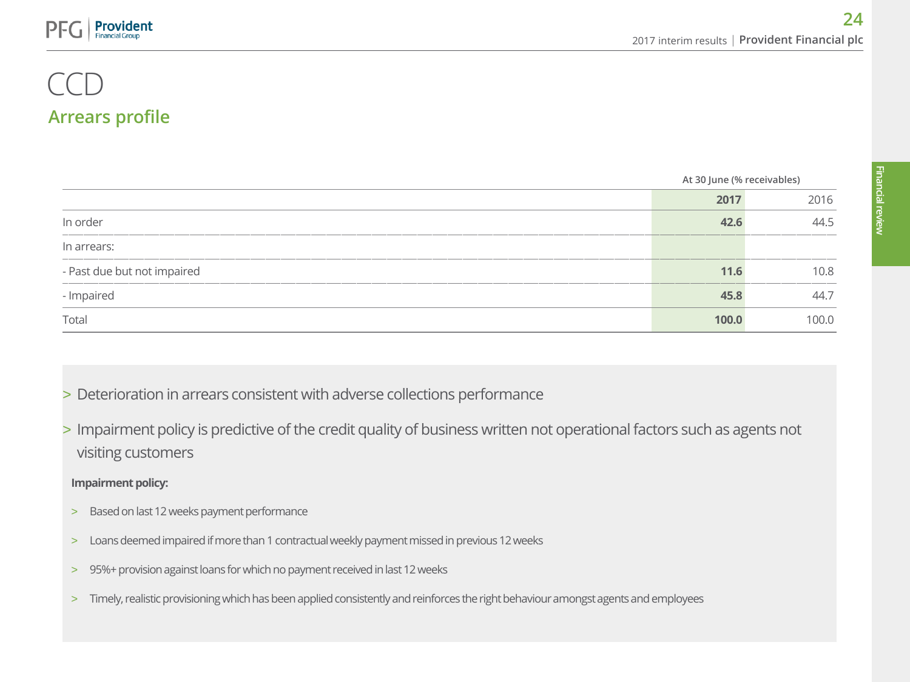# CCD

## Arrears profile

| | At 30 June (% receivables) | |
|---|---|---|
| | **2017** | 2016 |
| In order | **42.6** | 44.5 |
| In arrears: | | |
| - Past due but not impaired | **11.6** | 10.8 |
| - Impaired | **45.8** | 44.7 |
| Total | **100.0** | 100.0 |

> Deterioration in arrears consistent with adverse collections performance

> Impairment policy is predictive of the credit quality of business written not operational factors such as agents not visiting customers

**Impairment policy:**

> Based on last 12 weeks payment performance

> Loans deemed impaired if more than 1 contractual weekly payment missed in previous 12 weeks

> 95%+ provision against loans for which no payment received in last 12 weeks

> Timely, realistic provisioning which has been applied consistently and reinforces the right behaviour amongst agents and employees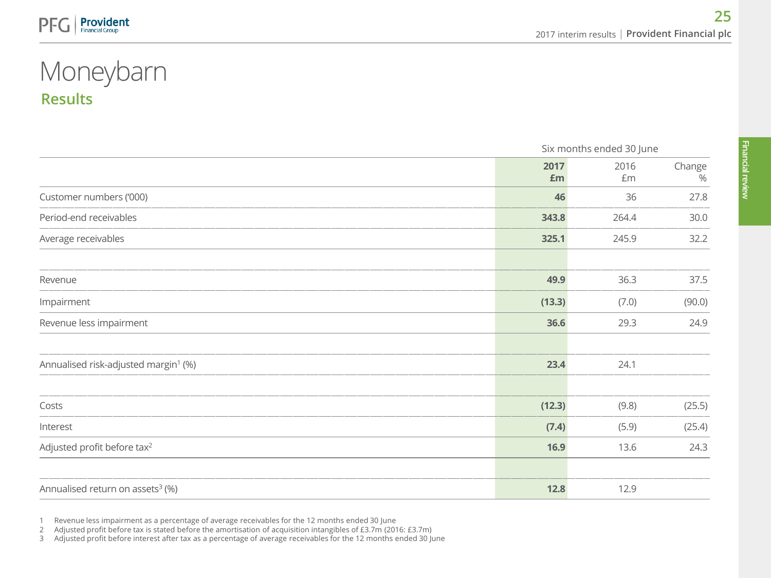# Moneybarn

## Results

| | Six months ended 30 June | | |
|---|---|---|---|
| | **2017 £m** | 2016 £m | Change % |
| Customer numbers ('000) | **46** | 36 | 27.8 |
| Period-end receivables | **343.8** | 264.4 | 30.0 |
| Average receivables | **325.1** | 245.9 | 32.2 |
| | | | |
| Revenue | **49.9** | 36.3 | 37.5 |
| Impairment | **(13.3)** | (7.0) | (90.0) |
| Revenue less impairment | **36.6** | 29.3 | 24.9 |
| | | | |
| Annualised risk-adjusted margin[1] (%) | **23.4** | 24.1 | |
| | | | |
| Costs | **(12.3)** | (9.8) | (25.5) |
| Interest | **(7.4)** | (5.9) | (25.4) |
| Adjusted profit before tax[2] | **16.9** | 13.6 | 24.3 |
| | | | |
| Annualised return on assets[3] (%) | **12.8** | 12.9 | |

1 Revenue less impairment as a percentage of average receivables for the 12 months ended 30 June
2 Adjusted profit before tax is stated before the amortisation of acquisition intangibles of £3.7m (2016: £3.7m)
3 Adjusted profit before interest after tax as a percentage of average receivables for the 12 months ended 30 June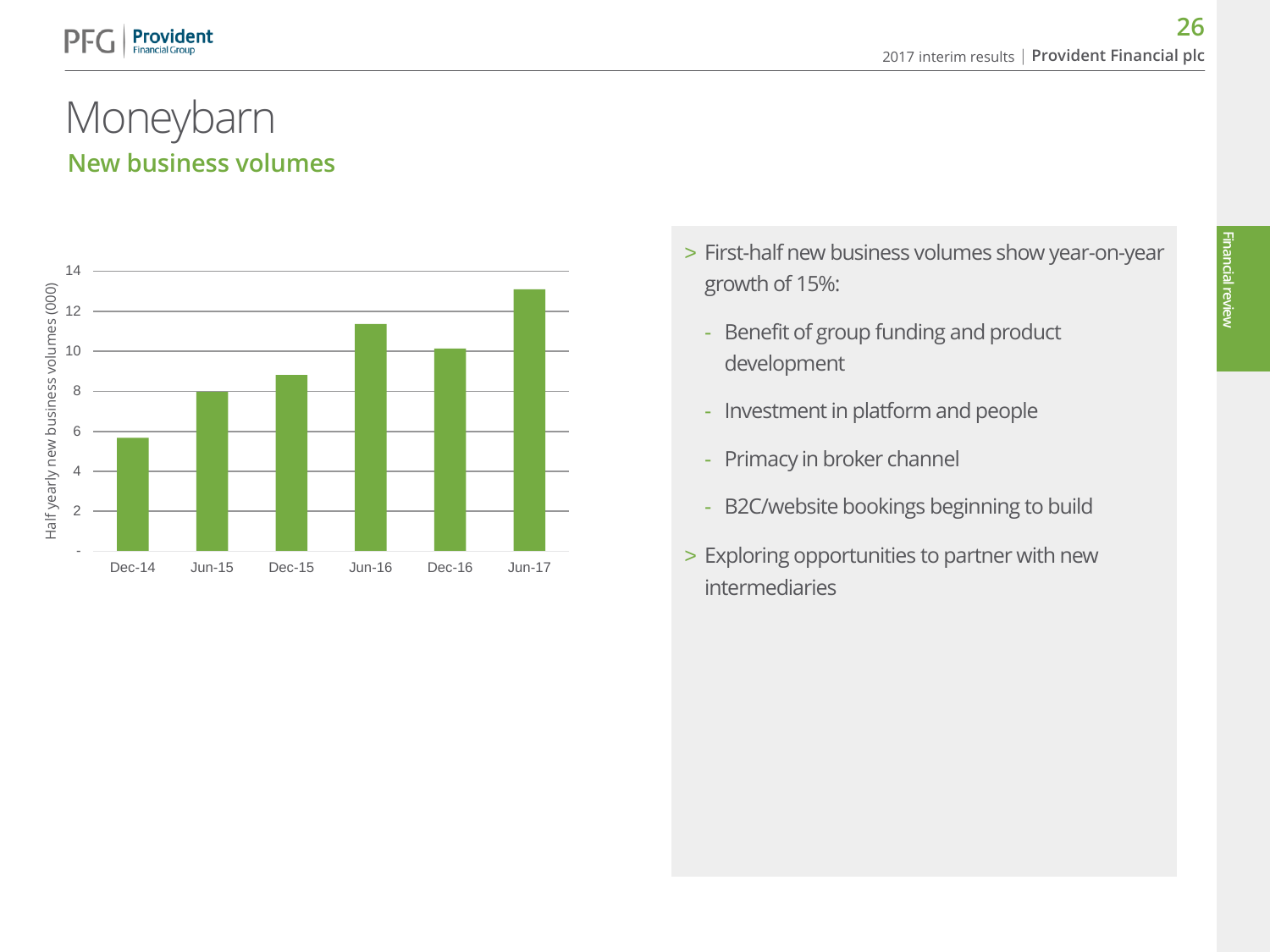# Moneybarn

## New business volumes

Half yearly new business volumes (000)

14
12
10
8
6
4
2
-

Dec-14 Jun-15 Dec-15 Jun-16 Dec-16 Jun-17

> First-half new business volumes show year-on-year growth of 15%:
  - Benefit of group funding and product development
  - Investment in platform and people
  - Primacy in broker channel
  - B2C/website bookings beginning to build

> Exploring opportunities to partner with new intermediaries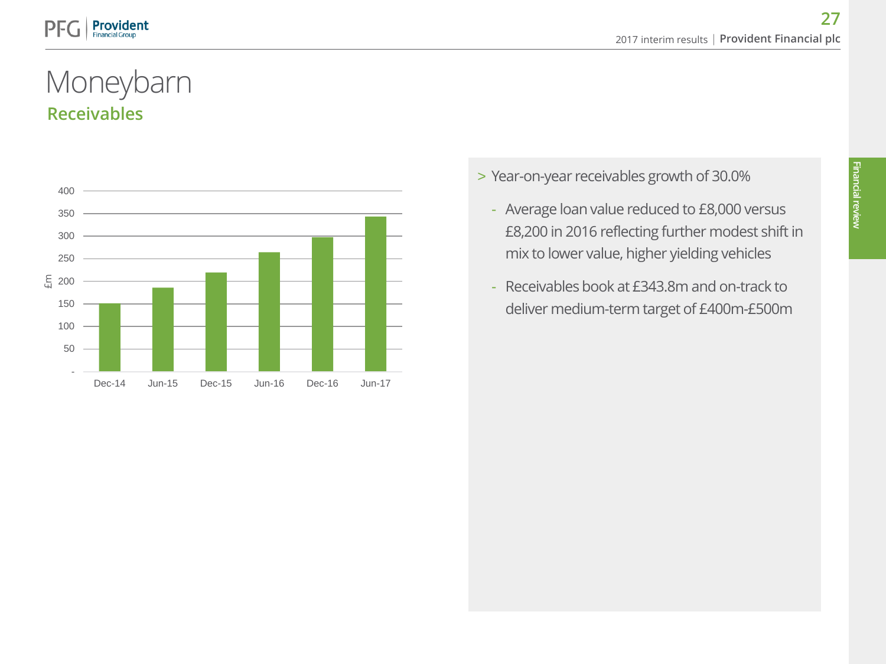# Moneybarn

## Receivables

£m

400
350
300
250
200
150
100
50
-

Dec-14 Jun-15 Dec-15 Jun-16 Dec-16 Jun-17

> Year-on-year receivables growth of 30.0%

- Average loan value reduced to £8,000 versus £8,200 in 2016 reflecting further modest shift in mix to lower value, higher yielding vehicles
- Receivables book at £343.8m and on-track to deliver medium-term target of £400m-£500m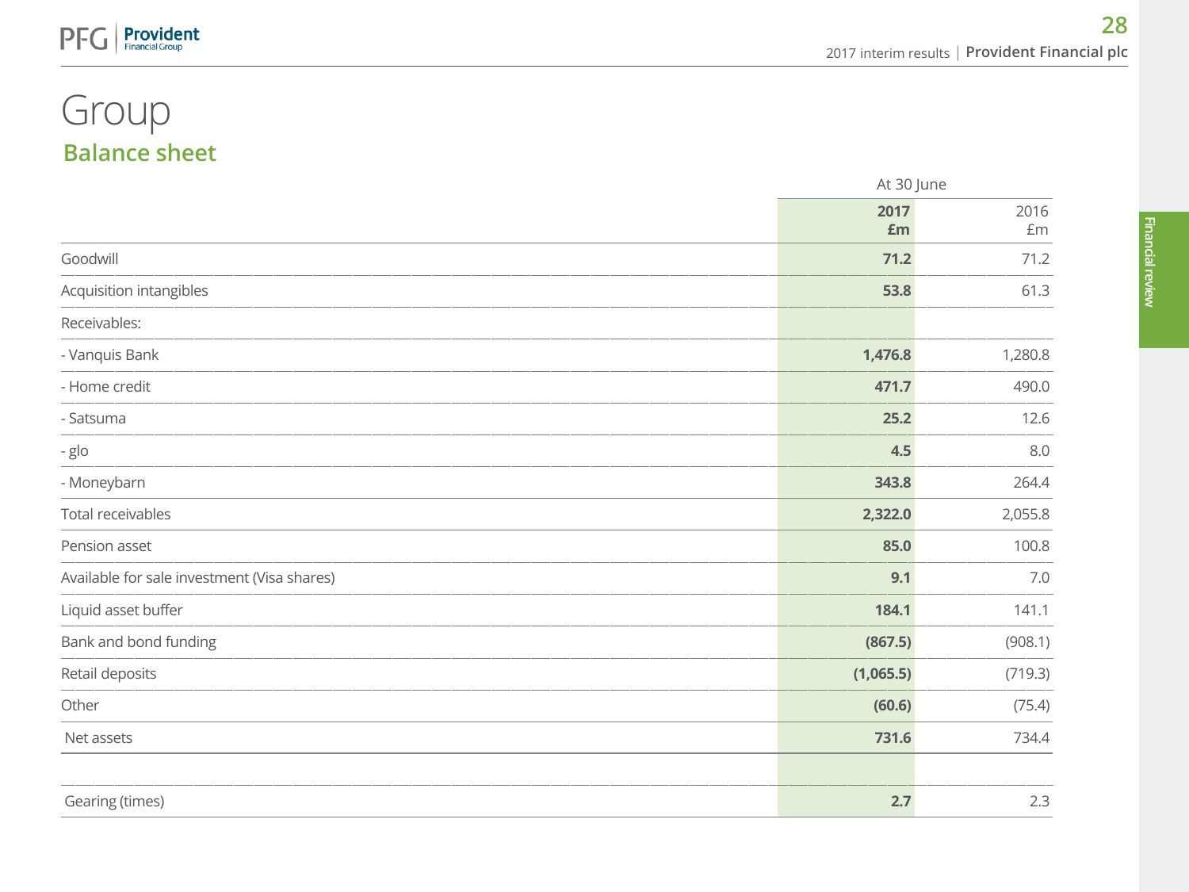# Group

## Balance sheet

| | At 30 June | |
|---|---|---|
| | **2017 £m** | 2016 £m |
| Goodwill | **71.2** | 71.2 |
| Acquisition intangibles | **53.8** | 61.3 |
| Receivables: | | |
| - Vanquis Bank | **1,476.8** | 1,280.8 |
| - Home credit | **471.7** | 490.0 |
| - Satsuma | **25.2** | 12.6 |
| - glo | **4.5** | 8.0 |
| - Moneybarn | **343.8** | 264.4 |
| Total receivables | **2,322.0** | 2,055.8 |
| Pension asset | **85.0** | 100.8 |
| Available for sale investment (Visa shares) | **9.1** | 7.0 |
| Liquid asset buffer | **184.1** | 141.1 |
| Bank and bond funding | **(867.5)** | (908.1) |
| Retail deposits | **(1,065.5)** | (719.3) |
| Other | **(60.6)** | (75.4) |
| Net assets | **731.6** | 734.4 |
| | | |
| Gearing (times) | **2.7** | 2.3 |

Financial review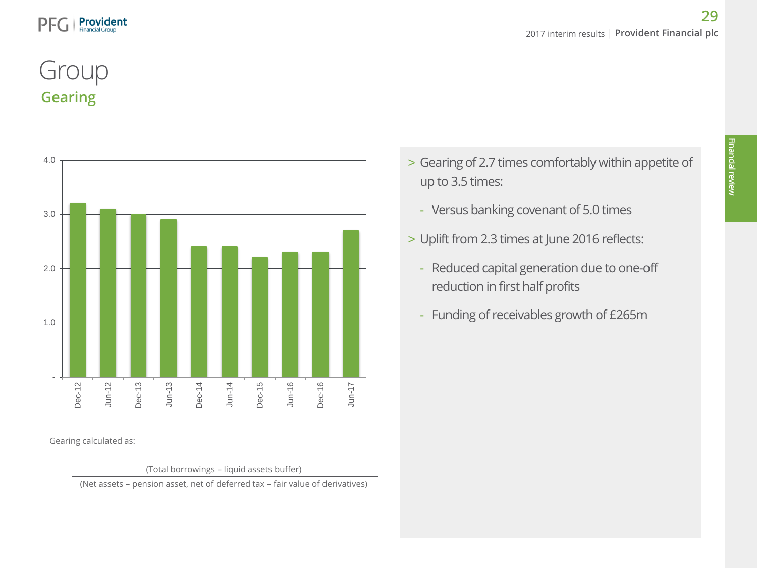# Group

## Gearing

4.0
3.0
2.0
1.0
-

Dec-12
Jun-12
Dec-13
Jun-13
Dec-14
Jun-14
Dec-15
Jun-16
Dec-16
Jun-17

Gearing calculated as:

$$\frac{\text{(Total borrowings – liquid assets buffer)}}{\text{(Net assets – pension asset, net of deferred tax – fair value of derivatives)}}$$

- Gearing of 2.7 times comfortably within appetite of up to 3.5 times:
  - Versus banking covenant of 5.0 times
- Uplift from 2.3 times at June 2016 reflects:
  - Reduced capital generation due to one-off reduction in first half profits
  - Funding of receivables growth of £265m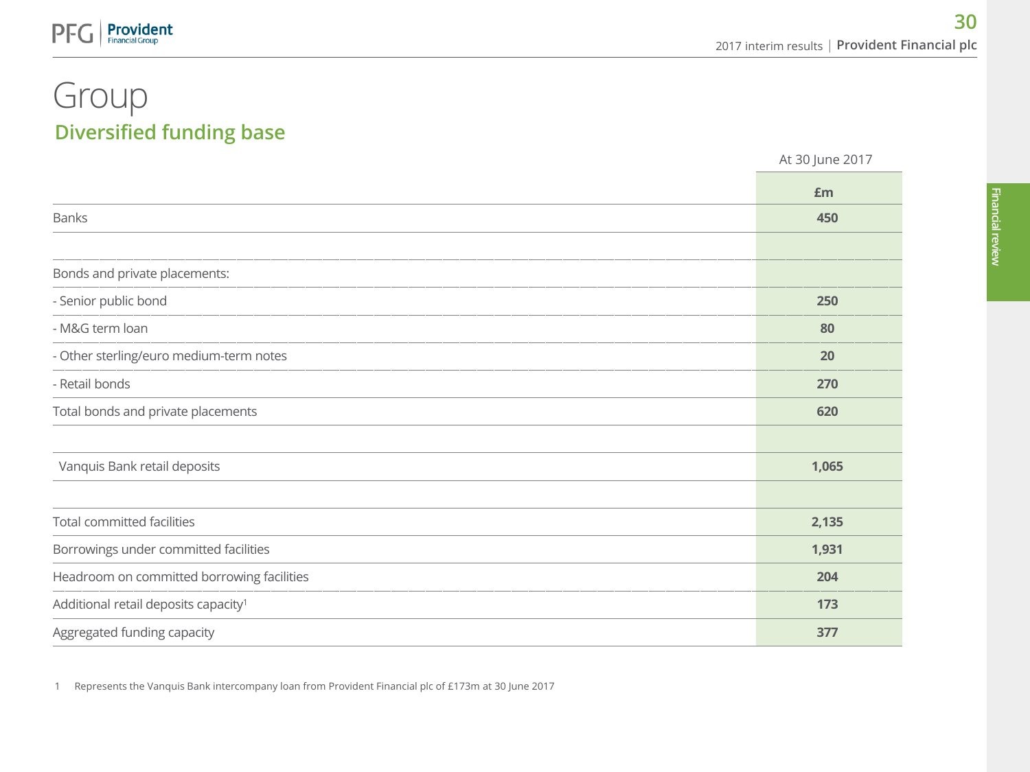# Group

## Diversified funding base

| | At 30 June 2017 |
|---|---|
| | **£m** |
| Banks | **450** |
| | |
| Bonds and private placements: | |
| - Senior public bond | **250** |
| - M&G term loan | **80** |
| - Other sterling/euro medium-term notes | **20** |
| - Retail bonds | **270** |
| Total bonds and private placements | **620** |
| | |
| Vanquis Bank retail deposits | **1,065** |
| | |
| Total committed facilities | **2,135** |
| Borrowings under committed facilities | **1,931** |
| Headroom on committed borrowing facilities | **204** |
| Additional retail deposits capacity[1] | **173** |
| Aggregated funding capacity | **377** |

1 Represents the Vanquis Bank intercompany loan from Provident Financial plc of £173m at 30 June 2017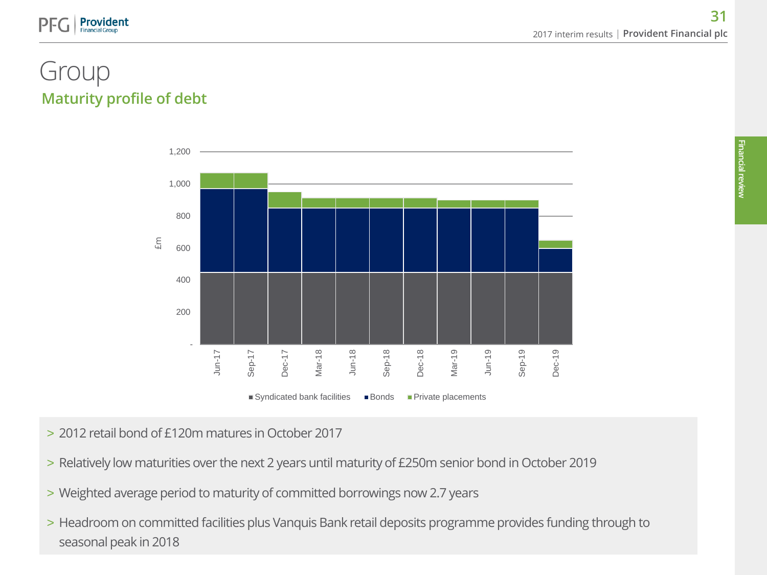# Group

## Maturity profile of debt

1,200
1,000
800
600
400
200
-

£m

Jun-17 Sep-17 Dec-17 Mar-18 Jun-18 Sep-18 Dec-18 Mar-19 Jun-19 Sep-19 Dec-19

Syndicated bank facilities  Bonds  Private placements

- > 2012 retail bond of £120m matures in October 2017
- > Relatively low maturities over the next 2 years until maturity of £250m senior bond in October 2019
- > Weighted average period to maturity of committed borrowings now 2.7 years
- > Headroom on committed facilities plus Vanquis Bank retail deposits programme provides funding through to seasonal peak in 2018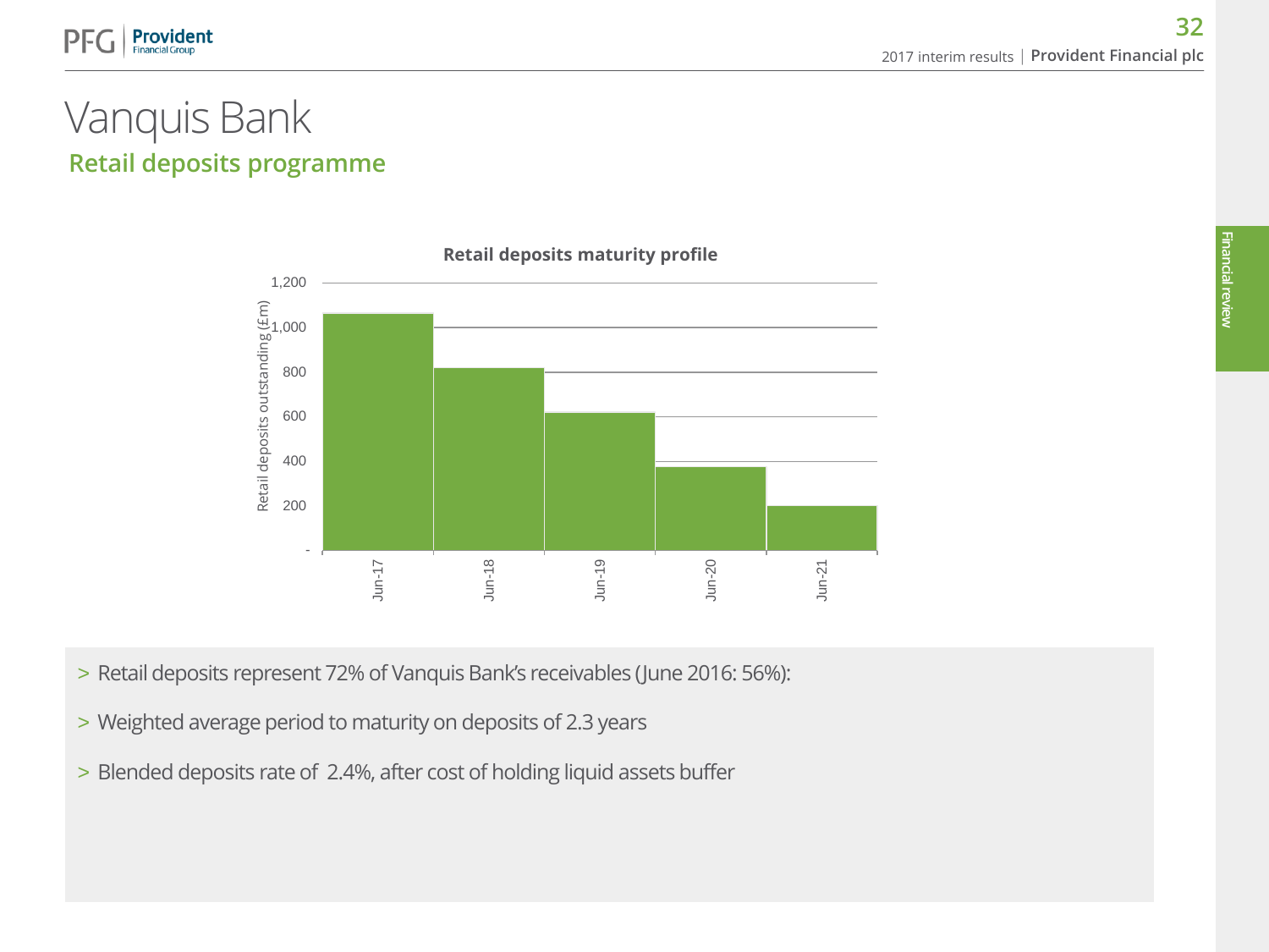# Vanquis Bank

## Retail deposits programme

Retail deposits maturity profile

Retail deposits outstanding (£m)

1,200
1,000
800
600
400
200
-

Jun-17
Jun-18
Jun-19
Jun-20
Jun-21

> Retail deposits represent 72% of Vanquis Bank's receivables (June 2016: 56%):

> Weighted average period to maturity on deposits of 2.3 years

> Blended deposits rate of 2.4%, after cost of holding liquid assets buffer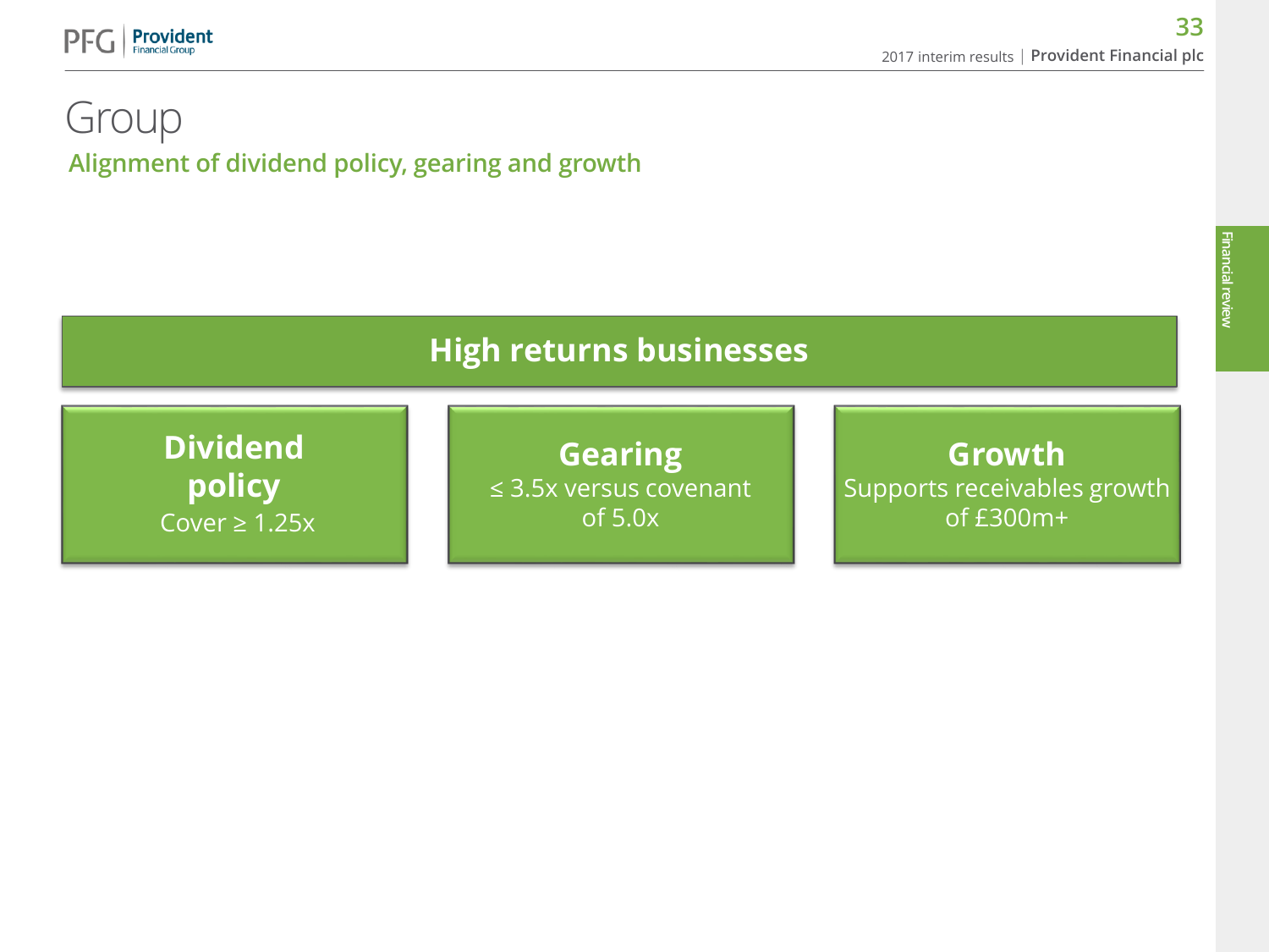# Group

## Alignment of dividend policy, gearing and growth

**High returns businesses**

**Dividend policy**
Cover ≥ 1.25x

**Gearing**
≤ 3.5x versus covenant of 5.0x

**Growth**
Supports receivables growth of £300m+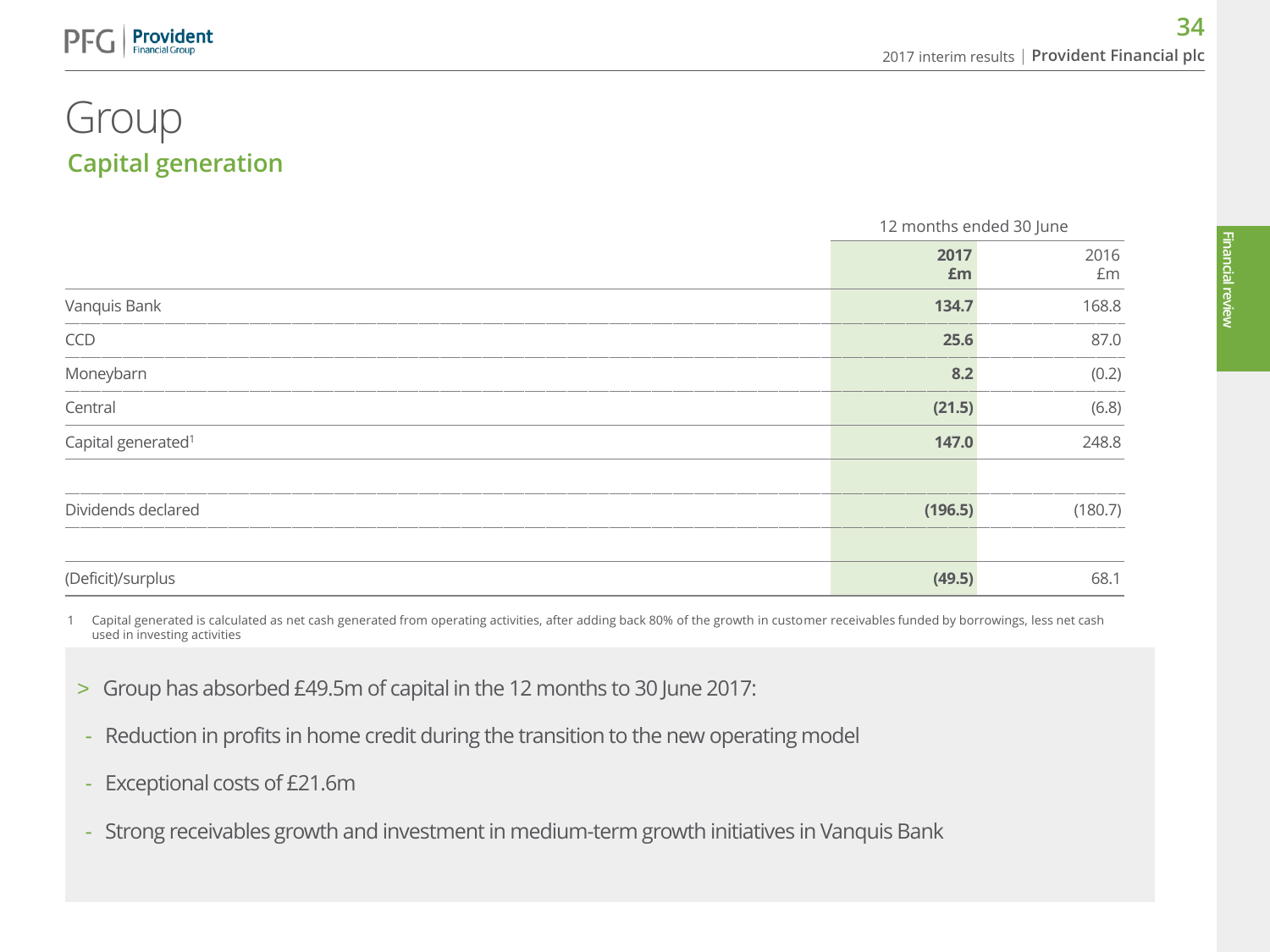# Group

## Capital generation

| | 12 months ended 30 June | |
|---|---|---|
| | **2017 £m** | 2016 £m |
| Vanquis Bank | **134.7** | 168.8 |
| CCD | **25.6** | 87.0 |
| Moneybarn | **8.2** | (0.2) |
| Central | **(21.5)** | (6.8) |
| Capital generated[1] | **147.0** | 248.8 |
| | | |
| Dividends declared | **(196.5)** | (180.7) |
| | | |
| (Deficit)/surplus | **(49.5)** | 68.1 |

1 Capital generated is calculated as net cash generated from operating activities, after adding back 80% of the growth in customer receivables funded by borrowings, less net cash used in investing activities

> Group has absorbed £49.5m of capital in the 12 months to 30 June 2017:

- Reduction in profits in home credit during the transition to the new operating model
- Exceptional costs of £21.6m
- Strong receivables growth and investment in medium-term growth initiatives in Vanquis Bank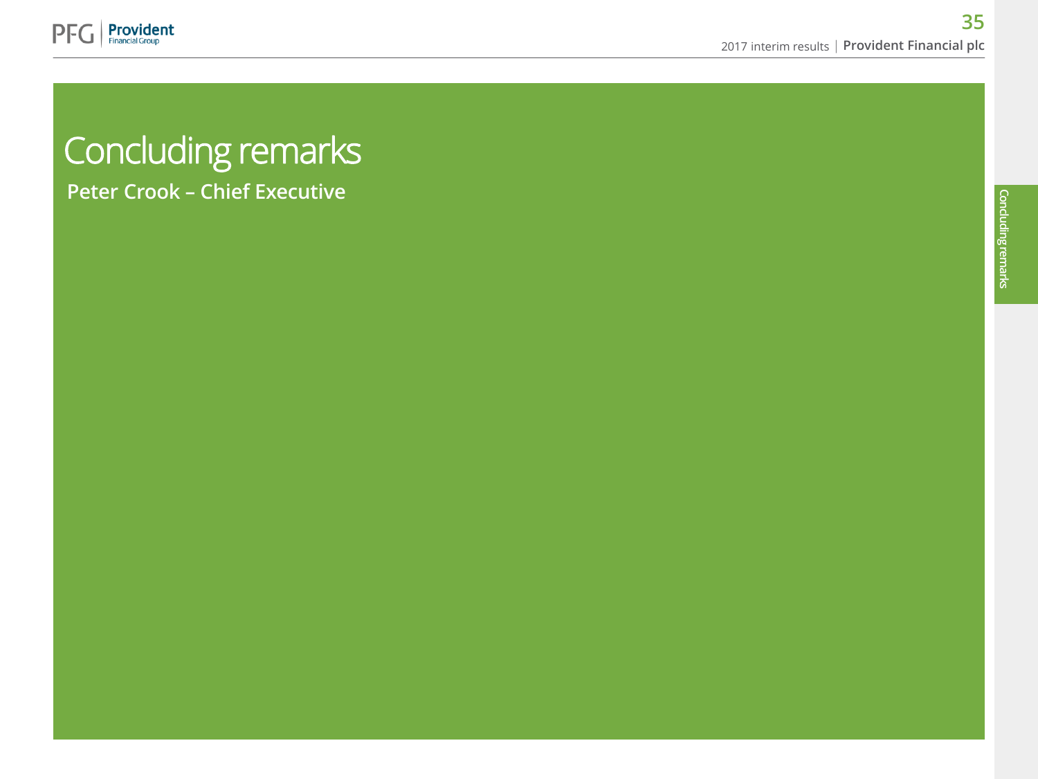# Concluding remarks

**Peter Crook – Chief Executive**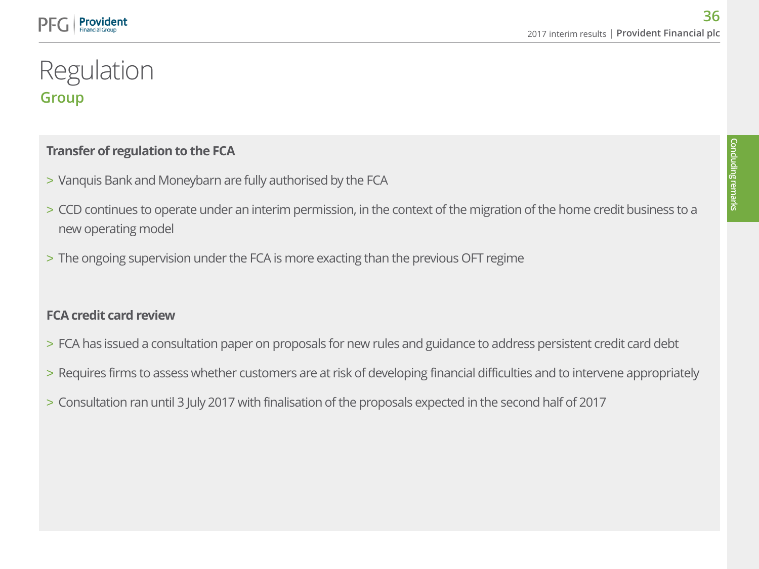# Regulation

## Group

### Transfer of regulation to the FCA

- Vanquis Bank and Moneybarn are fully authorised by the FCA
- CCD continues to operate under an interim permission, in the context of the migration of the home credit business to a new operating model
- The ongoing supervision under the FCA is more exacting than the previous OFT regime

### FCA credit card review

- FCA has issued a consultation paper on proposals for new rules and guidance to address persistent credit card debt
- Requires firms to assess whether customers are at risk of developing financial difficulties and to intervene appropriately
- Consultation ran until 3 July 2017 with finalisation of the proposals expected in the second half of 2017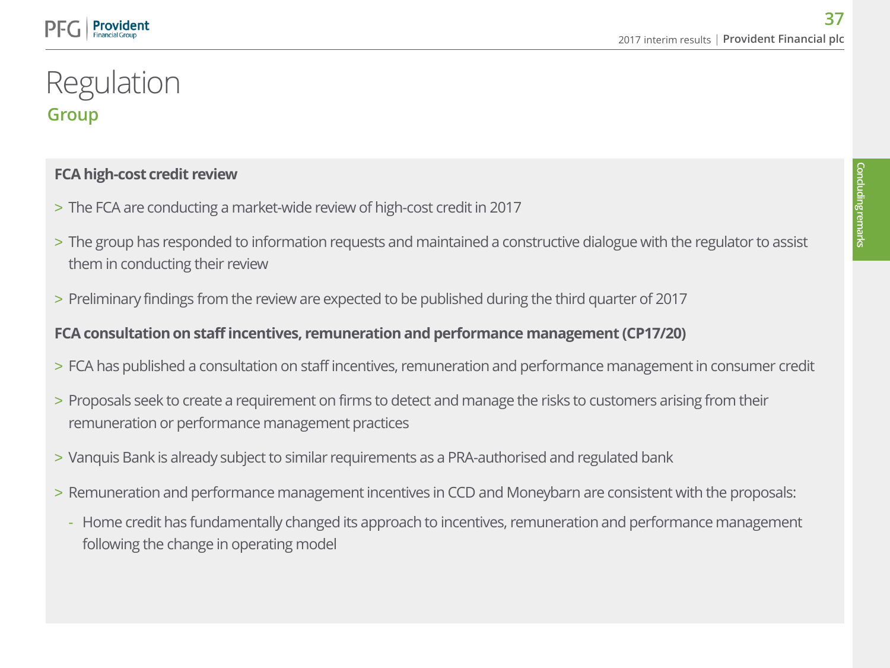# Regulation

## Group

**FCA high-cost credit review**

- The FCA are conducting a market-wide review of high-cost credit in 2017
- The group has responded to information requests and maintained a constructive dialogue with the regulator to assist them in conducting their review
- Preliminary findings from the review are expected to be published during the third quarter of 2017

**FCA consultation on staff incentives, remuneration and performance management (CP17/20)**

- FCA has published a consultation on staff incentives, remuneration and performance management in consumer credit
- Proposals seek to create a requirement on firms to detect and manage the risks to customers arising from their remuneration or performance management practices
- Vanquis Bank is already subject to similar requirements as a PRA-authorised and regulated bank
- Remuneration and performance management incentives in CCD and Moneybarn are consistent with the proposals:
  - Home credit has fundamentally changed its approach to incentives, remuneration and performance management following the change in operating model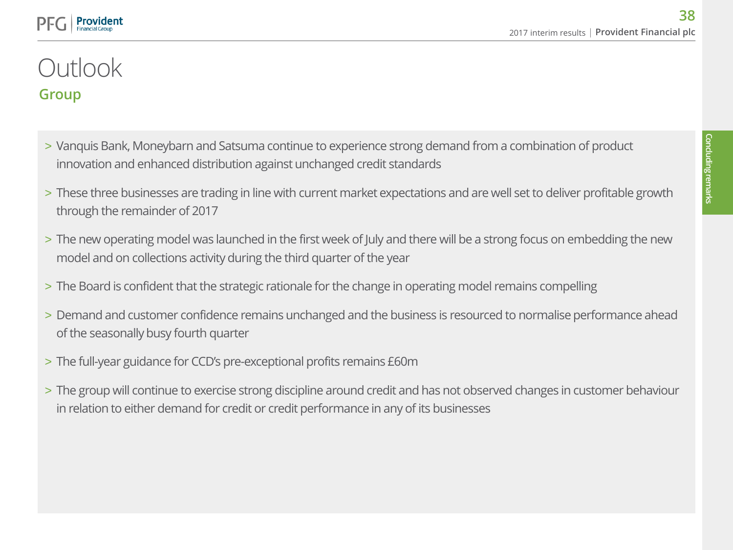# Outlook

## Group

- Vanquis Bank, Moneybarn and Satsuma continue to experience strong demand from a combination of product innovation and enhanced distribution against unchanged credit standards
- These three businesses are trading in line with current market expectations and are well set to deliver profitable growth through the remainder of 2017
- The new operating model was launched in the first week of July and there will be a strong focus on embedding the new model and on collections activity during the third quarter of the year
- The Board is confident that the strategic rationale for the change in operating model remains compelling
- Demand and customer confidence remains unchanged and the business is resourced to normalise performance ahead of the seasonally busy fourth quarter
- The full-year guidance for CCD's pre-exceptional profits remains £60m
- The group will continue to exercise strong discipline around credit and has not observed changes in customer behaviour in relation to either demand for credit or credit performance in any of its businesses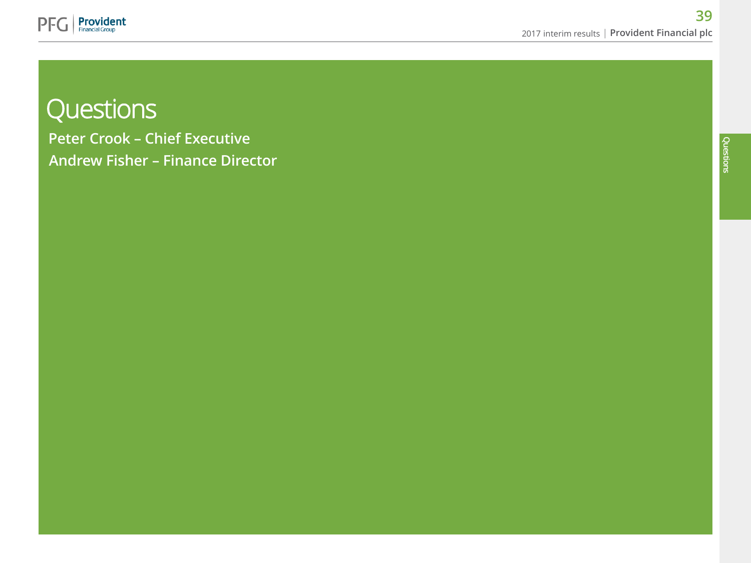# Questions

**Peter Crook – Chief Executive**

**Andrew Fisher – Finance Director**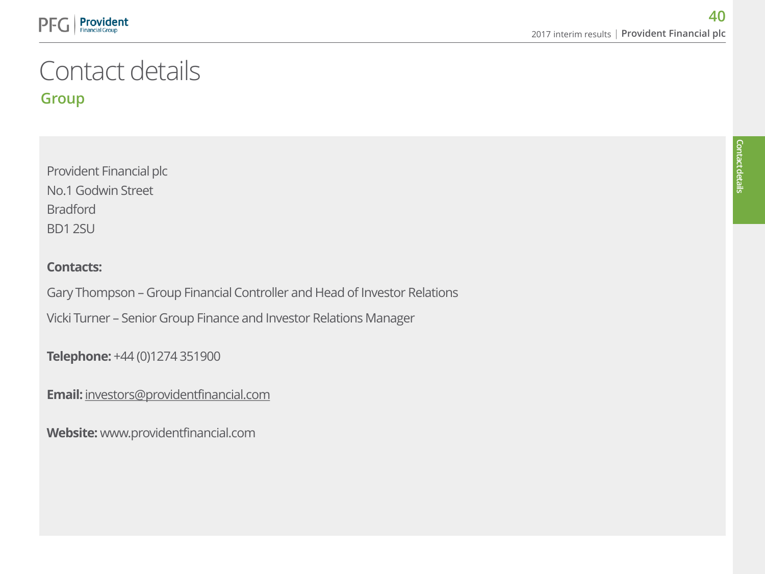# Contact details

## Group

Provident Financial plc
No.1 Godwin Street
Bradford
BD1 2SU

**Contacts:**

Gary Thompson – Group Financial Controller and Head of Investor Relations

Vicki Turner – Senior Group Finance and Investor Relations Manager

**Telephone:** +44 (0)1274 351900

**Email:** investors@providentfinancial.com

**Website:** www.providentfinancial.com